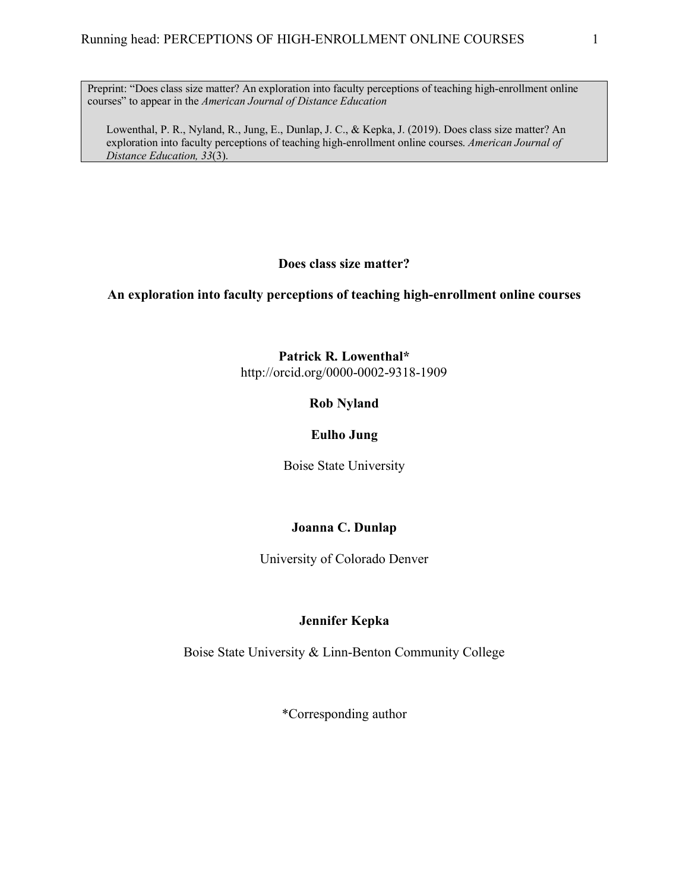Preprint: "Does class size matter? An exploration into faculty perceptions of teaching high-enrollment online courses" to appear in the *American Journal of Distance Education*

Lowenthal, P. R., Nyland, R., Jung, E., Dunlap, J. C., & Kepka, J. (2019). Does class size matter? An exploration into faculty perceptions of teaching high-enrollment online courses. *American Journal of Distance Education, 33*(3).

# Does class size matter?

# An exploration into faculty perceptions of teaching high-enrollment online courses

**Patrick R. Lowenthal***
http://orcid.org/0000-0002-9318-1909

**Rob Nyland**

**Eulho Jung**

Boise State University

**Joanna C. Dunlap**

University of Colorado Denver

**Jennifer Kepka**

Boise State University & Linn-Benton Community College

*Corresponding author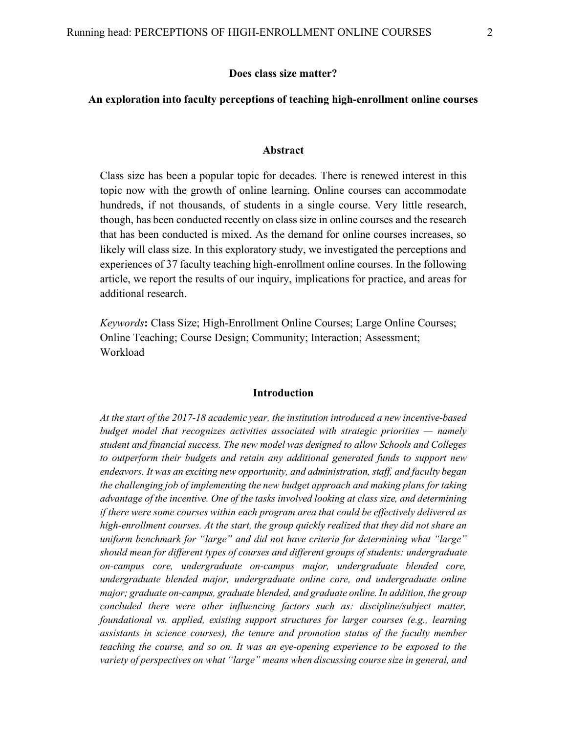**Does class size matter?**

**An exploration into faculty perceptions of teaching high-enrollment online courses**

## Abstract

Class size has been a popular topic for decades. There is renewed interest in this topic now with the growth of online learning. Online courses can accommodate hundreds, if not thousands, of students in a single course. Very little research, though, has been conducted recently on class size in online courses and the research that has been conducted is mixed. As the demand for online courses increases, so likely will class size. In this exploratory study, we investigated the perceptions and experiences of 37 faculty teaching high-enrollment online courses. In the following article, we report the results of our inquiry, implications for practice, and areas for additional research.

*Keywords***:** Class Size; High-Enrollment Online Courses; Large Online Courses; Online Teaching; Course Design; Community; Interaction; Assessment; Workload

## Introduction

*At the start of the 2017-18 academic year, the institution introduced a new incentive-based budget model that recognizes activities associated with strategic priorities — namely student and financial success. The new model was designed to allow Schools and Colleges to outperform their budgets and retain any additional generated funds to support new endeavors. It was an exciting new opportunity, and administration, staff, and faculty began the challenging job of implementing the new budget approach and making plans for taking advantage of the incentive. One of the tasks involved looking at class size, and determining if there were some courses within each program area that could be effectively delivered as high-enrollment courses. At the start, the group quickly realized that they did not share an uniform benchmark for "large" and did not have criteria for determining what "large" should mean for different types of courses and different groups of students: undergraduate on-campus core, undergraduate on-campus major, undergraduate blended core, undergraduate blended major, undergraduate online core, and undergraduate online major; graduate on-campus, graduate blended, and graduate online. In addition, the group concluded there were other influencing factors such as: discipline/subject matter, foundational vs. applied, existing support structures for larger courses (e.g., learning assistants in science courses), the tenure and promotion status of the faculty member teaching the course, and so on. It was an eye-opening experience to be exposed to the variety of perspectives on what "large" means when discussing course size in general, and*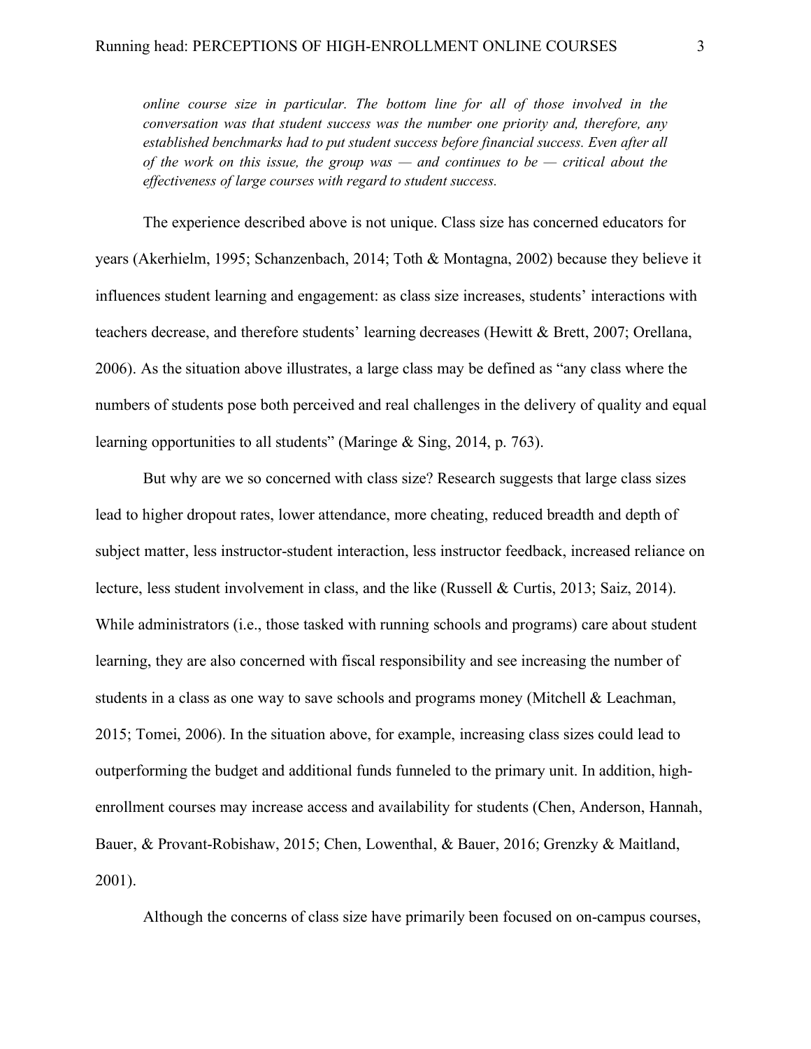*online course size in particular. The bottom line for all of those involved in the conversation was that student success was the number one priority and, therefore, any established benchmarks had to put student success before financial success. Even after all of the work on this issue, the group was — and continues to be — critical about the effectiveness of large courses with regard to student success.*

The experience described above is not unique. Class size has concerned educators for years (Akerhielm, 1995; Schanzenbach, 2014; Toth & Montagna, 2002) because they believe it influences student learning and engagement: as class size increases, students' interactions with teachers decrease, and therefore students' learning decreases (Hewitt & Brett, 2007; Orellana, 2006). As the situation above illustrates, a large class may be defined as "any class where the numbers of students pose both perceived and real challenges in the delivery of quality and equal learning opportunities to all students" (Maringe & Sing, 2014, p. 763).

But why are we so concerned with class size? Research suggests that large class sizes lead to higher dropout rates, lower attendance, more cheating, reduced breadth and depth of subject matter, less instructor-student interaction, less instructor feedback, increased reliance on lecture, less student involvement in class, and the like (Russell & Curtis, 2013; Saiz, 2014). While administrators (i.e., those tasked with running schools and programs) care about student learning, they are also concerned with fiscal responsibility and see increasing the number of students in a class as one way to save schools and programs money (Mitchell & Leachman, 2015; Tomei, 2006). In the situation above, for example, increasing class sizes could lead to outperforming the budget and additional funds funneled to the primary unit. In addition, high-enrollment courses may increase access and availability for students (Chen, Anderson, Hannah, Bauer, & Provant-Robishaw, 2015; Chen, Lowenthal, & Bauer, 2016; Grenzky & Maitland, 2001).

Although the concerns of class size have primarily been focused on on-campus courses,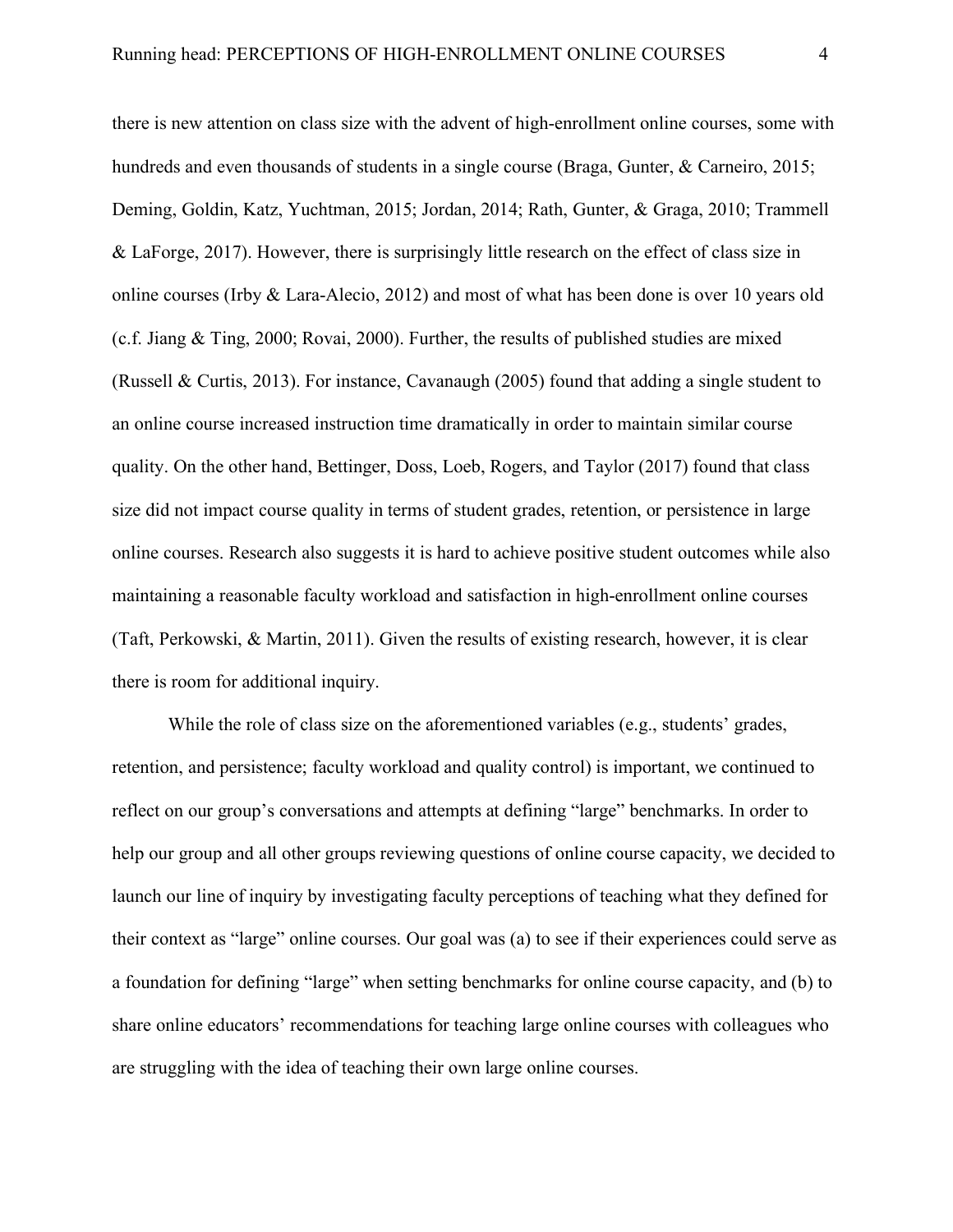there is new attention on class size with the advent of high-enrollment online courses, some with hundreds and even thousands of students in a single course (Braga, Gunter, & Carneiro, 2015; Deming, Goldin, Katz, Yuchtman, 2015; Jordan, 2014; Rath, Gunter, & Graga, 2010; Trammell & LaForge, 2017). However, there is surprisingly little research on the effect of class size in online courses (Irby & Lara-Alecio, 2012) and most of what has been done is over 10 years old (c.f. Jiang & Ting, 2000; Rovai, 2000). Further, the results of published studies are mixed (Russell & Curtis, 2013). For instance, Cavanaugh (2005) found that adding a single student to an online course increased instruction time dramatically in order to maintain similar course quality. On the other hand, Bettinger, Doss, Loeb, Rogers, and Taylor (2017) found that class size did not impact course quality in terms of student grades, retention, or persistence in large online courses. Research also suggests it is hard to achieve positive student outcomes while also maintaining a reasonable faculty workload and satisfaction in high-enrollment online courses (Taft, Perkowski, & Martin, 2011). Given the results of existing research, however, it is clear there is room for additional inquiry.

While the role of class size on the aforementioned variables (e.g., students' grades, retention, and persistence; faculty workload and quality control) is important, we continued to reflect on our group's conversations and attempts at defining "large" benchmarks. In order to help our group and all other groups reviewing questions of online course capacity, we decided to launch our line of inquiry by investigating faculty perceptions of teaching what they defined for their context as "large" online courses. Our goal was (a) to see if their experiences could serve as a foundation for defining "large" when setting benchmarks for online course capacity, and (b) to share online educators' recommendations for teaching large online courses with colleagues who are struggling with the idea of teaching their own large online courses.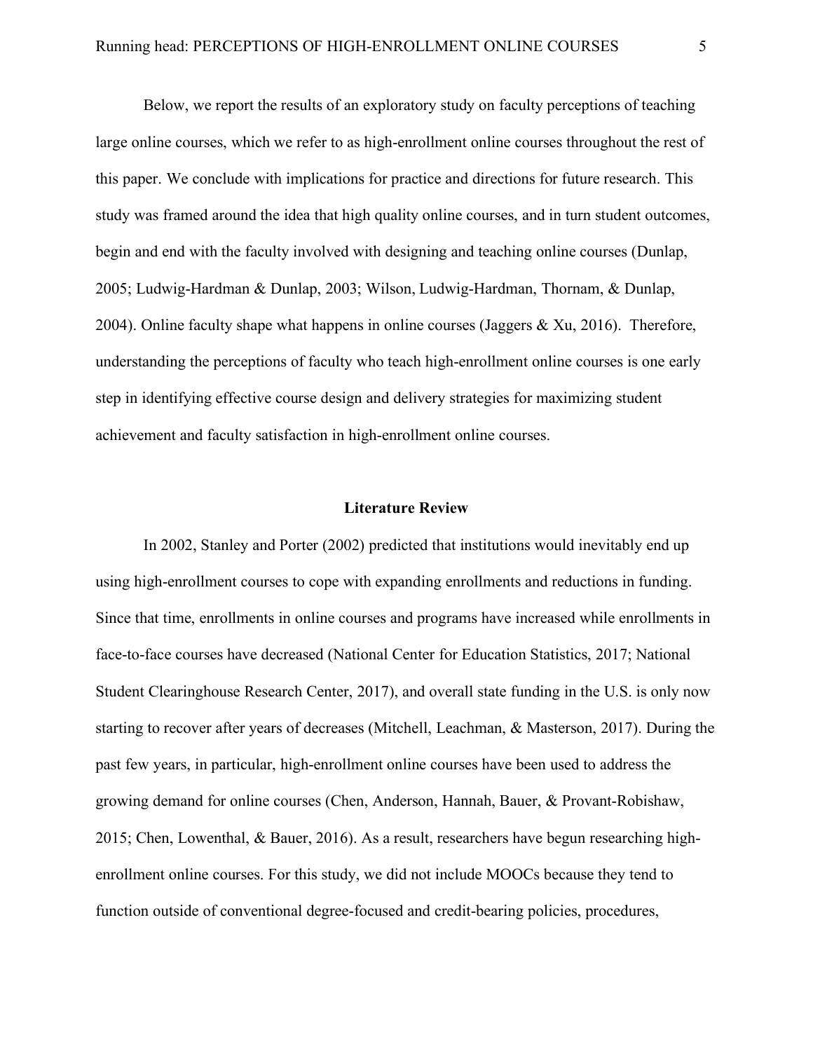Below, we report the results of an exploratory study on faculty perceptions of teaching large online courses, which we refer to as high-enrollment online courses throughout the rest of this paper. We conclude with implications for practice and directions for future research. This study was framed around the idea that high quality online courses, and in turn student outcomes, begin and end with the faculty involved with designing and teaching online courses (Dunlap, 2005; Ludwig-Hardman & Dunlap, 2003; Wilson, Ludwig-Hardman, Thornam, & Dunlap, 2004). Online faculty shape what happens in online courses (Jaggers & Xu, 2016). Therefore, understanding the perceptions of faculty who teach high-enrollment online courses is one early step in identifying effective course design and delivery strategies for maximizing student achievement and faculty satisfaction in high-enrollment online courses.

## Literature Review

In 2002, Stanley and Porter (2002) predicted that institutions would inevitably end up using high-enrollment courses to cope with expanding enrollments and reductions in funding. Since that time, enrollments in online courses and programs have increased while enrollments in face-to-face courses have decreased (National Center for Education Statistics, 2017; National Student Clearinghouse Research Center, 2017), and overall state funding in the U.S. is only now starting to recover after years of decreases (Mitchell, Leachman, & Masterson, 2017). During the past few years, in particular, high-enrollment online courses have been used to address the growing demand for online courses (Chen, Anderson, Hannah, Bauer, & Provant-Robishaw, 2015; Chen, Lowenthal, & Bauer, 2016). As a result, researchers have begun researching high-enrollment online courses. For this study, we did not include MOOCs because they tend to function outside of conventional degree-focused and credit-bearing policies, procedures,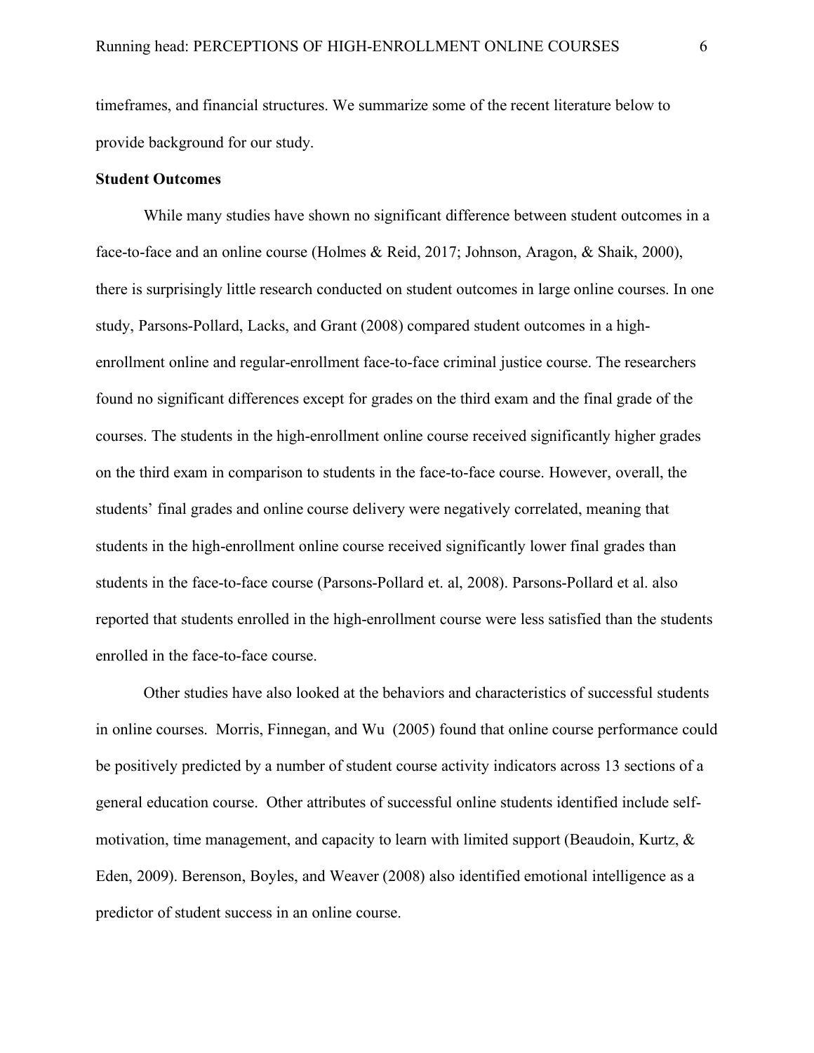timeframes, and financial structures. We summarize some of the recent literature below to provide background for our study.

**Student Outcomes**

While many studies have shown no significant difference between student outcomes in a face-to-face and an online course (Holmes & Reid, 2017; Johnson, Aragon, & Shaik, 2000), there is surprisingly little research conducted on student outcomes in large online courses. In one study, Parsons-Pollard, Lacks, and Grant (2008) compared student outcomes in a high-enrollment online and regular-enrollment face-to-face criminal justice course. The researchers found no significant differences except for grades on the third exam and the final grade of the courses. The students in the high-enrollment online course received significantly higher grades on the third exam in comparison to students in the face-to-face course. However, overall, the students' final grades and online course delivery were negatively correlated, meaning that students in the high-enrollment online course received significantly lower final grades than students in the face-to-face course (Parsons-Pollard et. al, 2008). Parsons-Pollard et al. also reported that students enrolled in the high-enrollment course were less satisfied than the students enrolled in the face-to-face course.

Other studies have also looked at the behaviors and characteristics of successful students in online courses. Morris, Finnegan, and Wu (2005) found that online course performance could be positively predicted by a number of student course activity indicators across 13 sections of a general education course. Other attributes of successful online students identified include self-motivation, time management, and capacity to learn with limited support (Beaudoin, Kurtz, & Eden, 2009). Berenson, Boyles, and Weaver (2008) also identified emotional intelligence as a predictor of student success in an online course.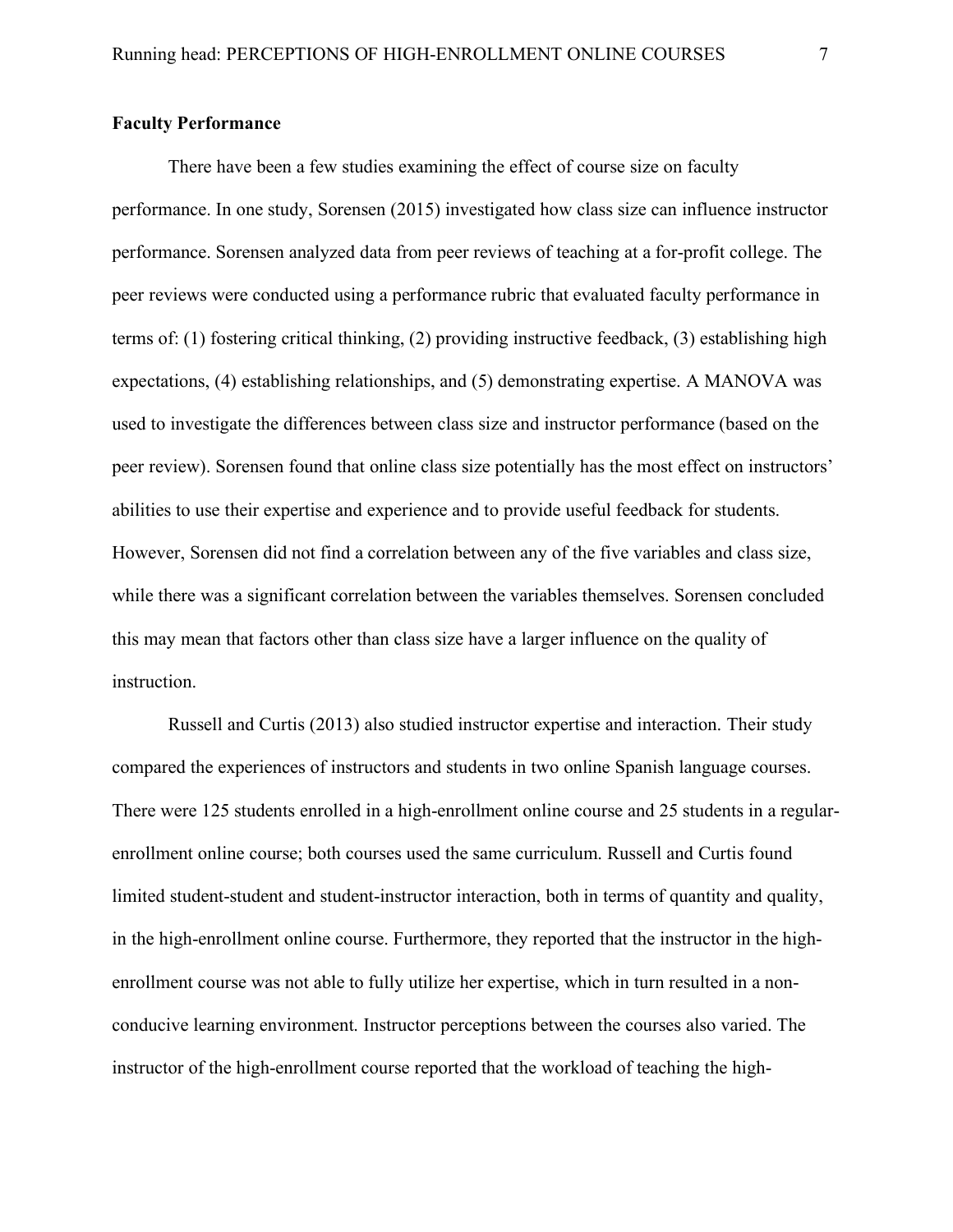**Faculty Performance**

There have been a few studies examining the effect of course size on faculty performance. In one study, Sorensen (2015) investigated how class size can influence instructor performance. Sorensen analyzed data from peer reviews of teaching at a for-profit college. The peer reviews were conducted using a performance rubric that evaluated faculty performance in terms of: (1) fostering critical thinking, (2) providing instructive feedback, (3) establishing high expectations, (4) establishing relationships, and (5) demonstrating expertise. A MANOVA was used to investigate the differences between class size and instructor performance (based on the peer review). Sorensen found that online class size potentially has the most effect on instructors' abilities to use their expertise and experience and to provide useful feedback for students. However, Sorensen did not find a correlation between any of the five variables and class size, while there was a significant correlation between the variables themselves. Sorensen concluded this may mean that factors other than class size have a larger influence on the quality of instruction.

Russell and Curtis (2013) also studied instructor expertise and interaction. Their study compared the experiences of instructors and students in two online Spanish language courses. There were 125 students enrolled in a high-enrollment online course and 25 students in a regular-enrollment online course; both courses used the same curriculum. Russell and Curtis found limited student-student and student-instructor interaction, both in terms of quantity and quality, in the high-enrollment online course. Furthermore, they reported that the instructor in the high-enrollment course was not able to fully utilize her expertise, which in turn resulted in a non-conducive learning environment. Instructor perceptions between the courses also varied. The instructor of the high-enrollment course reported that the workload of teaching the high-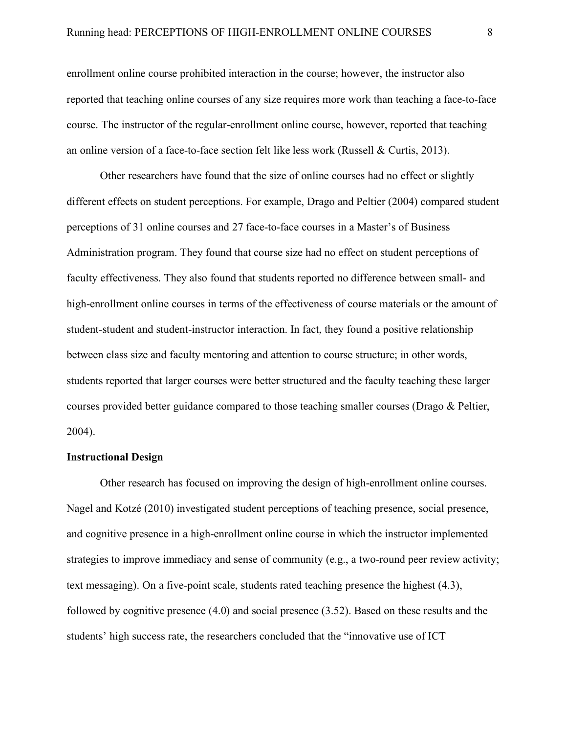enrollment online course prohibited interaction in the course; however, the instructor also reported that teaching online courses of any size requires more work than teaching a face-to-face course. The instructor of the regular-enrollment online course, however, reported that teaching an online version of a face-to-face section felt like less work (Russell & Curtis, 2013).

Other researchers have found that the size of online courses had no effect or slightly different effects on student perceptions. For example, Drago and Peltier (2004) compared student perceptions of 31 online courses and 27 face-to-face courses in a Master's of Business Administration program. They found that course size had no effect on student perceptions of faculty effectiveness. They also found that students reported no difference between small- and high-enrollment online courses in terms of the effectiveness of course materials or the amount of student-student and student-instructor interaction. In fact, they found a positive relationship between class size and faculty mentoring and attention to course structure; in other words, students reported that larger courses were better structured and the faculty teaching these larger courses provided better guidance compared to those teaching smaller courses (Drago & Peltier, 2004).

**Instructional Design**

Other research has focused on improving the design of high-enrollment online courses. Nagel and Kotzé (2010) investigated student perceptions of teaching presence, social presence, and cognitive presence in a high-enrollment online course in which the instructor implemented strategies to improve immediacy and sense of community (e.g., a two-round peer review activity; text messaging). On a five-point scale, students rated teaching presence the highest (4.3), followed by cognitive presence (4.0) and social presence (3.52). Based on these results and the students' high success rate, the researchers concluded that the "innovative use of ICT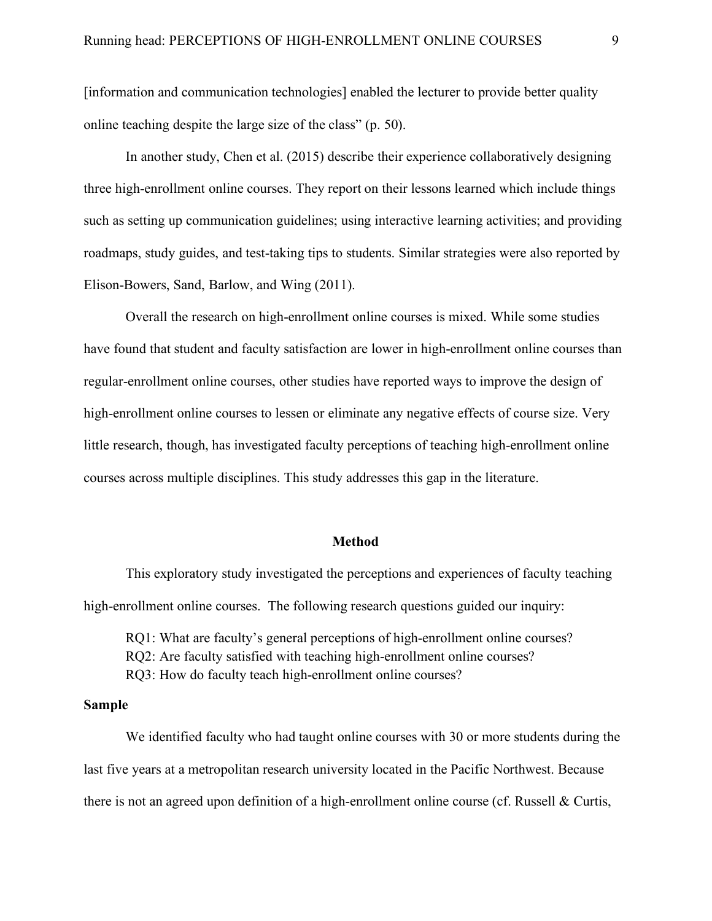[information and communication technologies] enabled the lecturer to provide better quality online teaching despite the large size of the class" (p. 50).

In another study, Chen et al. (2015) describe their experience collaboratively designing three high-enrollment online courses. They report on their lessons learned which include things such as setting up communication guidelines; using interactive learning activities; and providing roadmaps, study guides, and test-taking tips to students. Similar strategies were also reported by Elison-Bowers, Sand, Barlow, and Wing (2011).

Overall the research on high-enrollment online courses is mixed. While some studies have found that student and faculty satisfaction are lower in high-enrollment online courses than regular-enrollment online courses, other studies have reported ways to improve the design of high-enrollment online courses to lessen or eliminate any negative effects of course size. Very little research, though, has investigated faculty perceptions of teaching high-enrollment online courses across multiple disciplines. This study addresses this gap in the literature.

## Method

This exploratory study investigated the perceptions and experiences of faculty teaching high-enrollment online courses. The following research questions guided our inquiry:

RQ1: What are faculty's general perceptions of high-enrollment online courses?
RQ2: Are faculty satisfied with teaching high-enrollment online courses?
RQ3: How do faculty teach high-enrollment online courses?

### Sample

We identified faculty who had taught online courses with 30 or more students during the last five years at a metropolitan research university located in the Pacific Northwest. Because there is not an agreed upon definition of a high-enrollment online course (cf. Russell & Curtis,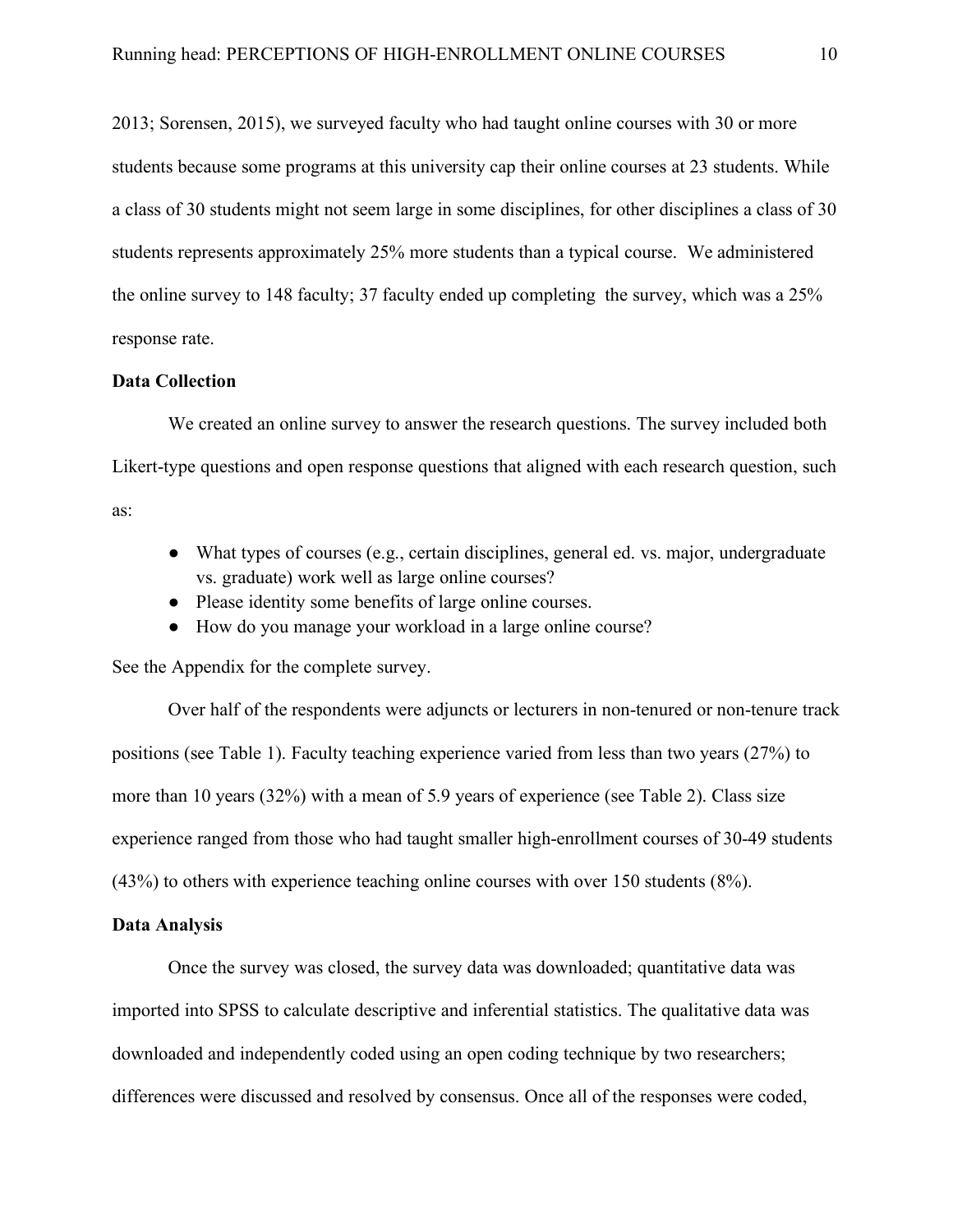2013; Sorensen, 2015), we surveyed faculty who had taught online courses with 30 or more students because some programs at this university cap their online courses at 23 students. While a class of 30 students might not seem large in some disciplines, for other disciplines a class of 30 students represents approximately 25% more students than a typical course. We administered the online survey to 148 faculty; 37 faculty ended up completing the survey, which was a 25% response rate.

**Data Collection**

We created an online survey to answer the research questions. The survey included both Likert-type questions and open response questions that aligned with each research question, such as:

- What types of courses (e.g., certain disciplines, general ed. vs. major, undergraduate vs. graduate) work well as large online courses?
- Please identity some benefits of large online courses.
- How do you manage your workload in a large online course?

See the Appendix for the complete survey.

Over half of the respondents were adjuncts or lecturers in non-tenured or non-tenure track positions (see Table 1). Faculty teaching experience varied from less than two years (27%) to more than 10 years (32%) with a mean of 5.9 years of experience (see Table 2). Class size experience ranged from those who had taught smaller high-enrollment courses of 30-49 students (43%) to others with experience teaching online courses with over 150 students (8%).

**Data Analysis**

Once the survey was closed, the survey data was downloaded; quantitative data was imported into SPSS to calculate descriptive and inferential statistics. The qualitative data was downloaded and independently coded using an open coding technique by two researchers; differences were discussed and resolved by consensus. Once all of the responses were coded,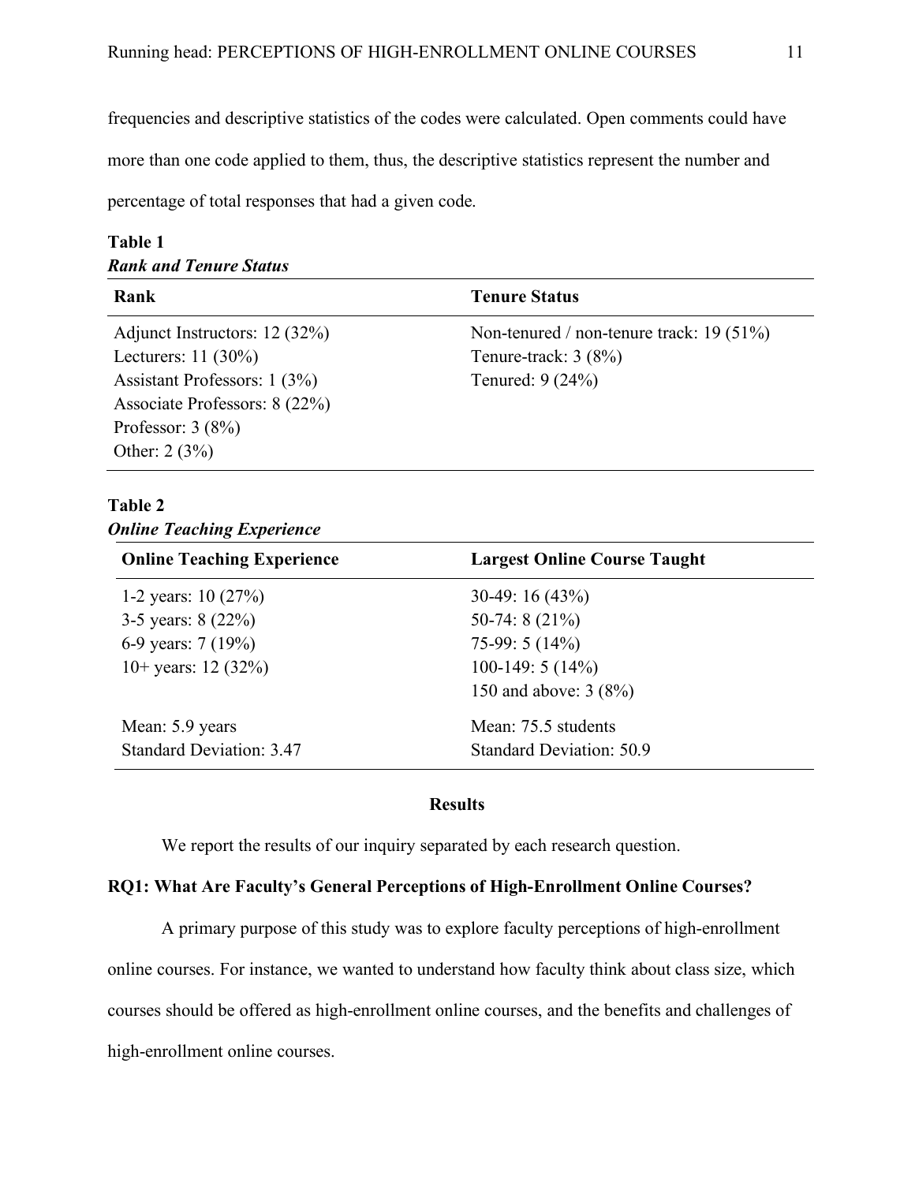frequencies and descriptive statistics of the codes were calculated. Open comments could have more than one code applied to them, thus, the descriptive statistics represent the number and percentage of total responses that had a given code.

**Table 1**
***Rank and Tenure Status***

| Rank | Tenure Status |
|---|---|
| Adjunct Instructors: 12 (32%) | Non-tenured / non-tenure track: 19 (51%) |
| Lecturers: 11 (30%) | Tenure-track: 3 (8%) |
| Assistant Professors: 1 (3%) | Tenured: 9 (24%) |
| Associate Professors: 8 (22%) | |
| Professor: 3 (8%) | |
| Other: 2 (3%) | |

**Table 2**
***Online Teaching Experience***

| Online Teaching Experience | Largest Online Course Taught |
|---|---|
| 1-2 years: 10 (27%) | 30-49: 16 (43%) |
| 3-5 years: 8 (22%) | 50-74: 8 (21%) |
| 6-9 years: 7 (19%) | 75-99: 5 (14%) |
| 10+ years: 12 (32%) | 100-149: 5 (14%) |
| | 150 and above: 3 (8%) |
| Mean: 5.9 years | Mean: 75.5 students |
| Standard Deviation: 3.47 | Standard Deviation: 50.9 |

## Results

We report the results of our inquiry separated by each research question.

### RQ1: What Are Faculty's General Perceptions of High-Enrollment Online Courses?

A primary purpose of this study was to explore faculty perceptions of high-enrollment online courses. For instance, we wanted to understand how faculty think about class size, which courses should be offered as high-enrollment online courses, and the benefits and challenges of high-enrollment online courses.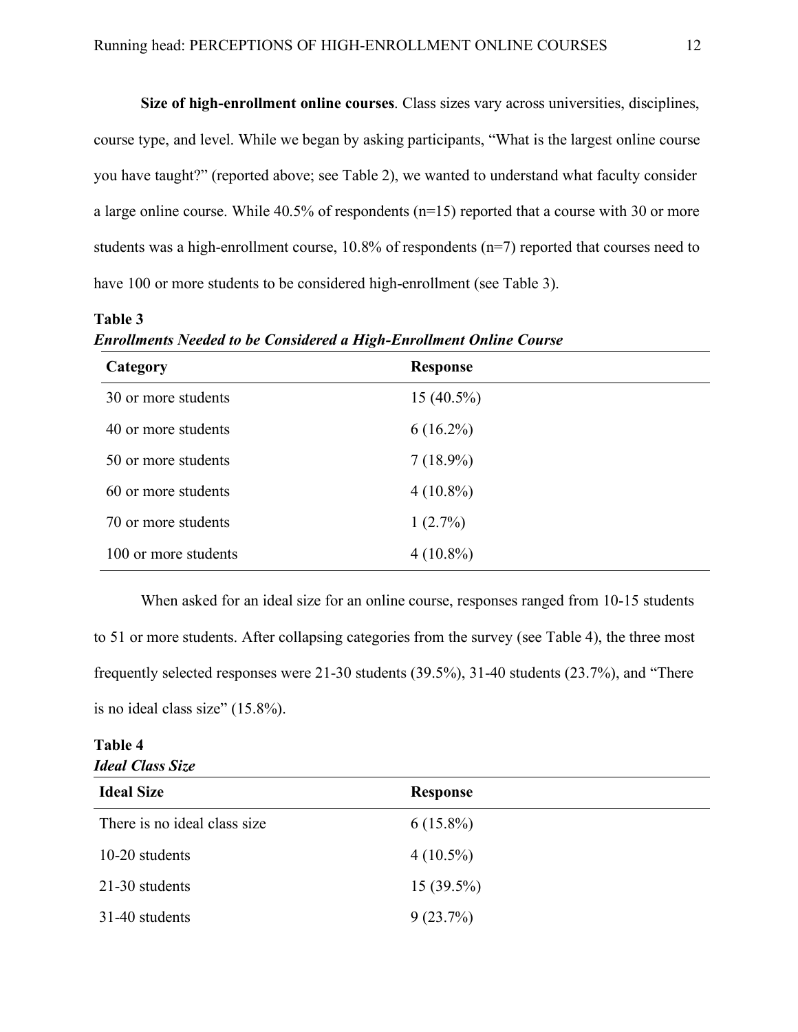**Size of high-enrollment online courses**. Class sizes vary across universities, disciplines, course type, and level. While we began by asking participants, "What is the largest online course you have taught?" (reported above; see Table 2), we wanted to understand what faculty consider a large online course. While 40.5% of respondents (n=15) reported that a course with 30 or more students was a high-enrollment course, 10.8% of respondents (n=7) reported that courses need to have 100 or more students to be considered high-enrollment (see Table 3).

**Table 3**
***Enrollments Needed to be Considered a High-Enrollment Online Course***

| Category | Response |
|---|---|
| 30 or more students | 15 (40.5%) |
| 40 or more students | 6 (16.2%) |
| 50 or more students | 7 (18.9%) |
| 60 or more students | 4 (10.8%) |
| 70 or more students | 1 (2.7%) |
| 100 or more students | 4 (10.8%) |

When asked for an ideal size for an online course, responses ranged from 10-15 students to 51 or more students. After collapsing categories from the survey (see Table 4), the three most frequently selected responses were 21-30 students (39.5%), 31-40 students (23.7%), and "There is no ideal class size" (15.8%).

**Table 4**
***Ideal Class Size***

| Ideal Size | Response |
|---|---|
| There is no ideal class size | 6 (15.8%) |
| 10-20 students | 4 (10.5%) |
| 21-30 students | 15 (39.5%) |
| 31-40 students | 9 (23.7%) |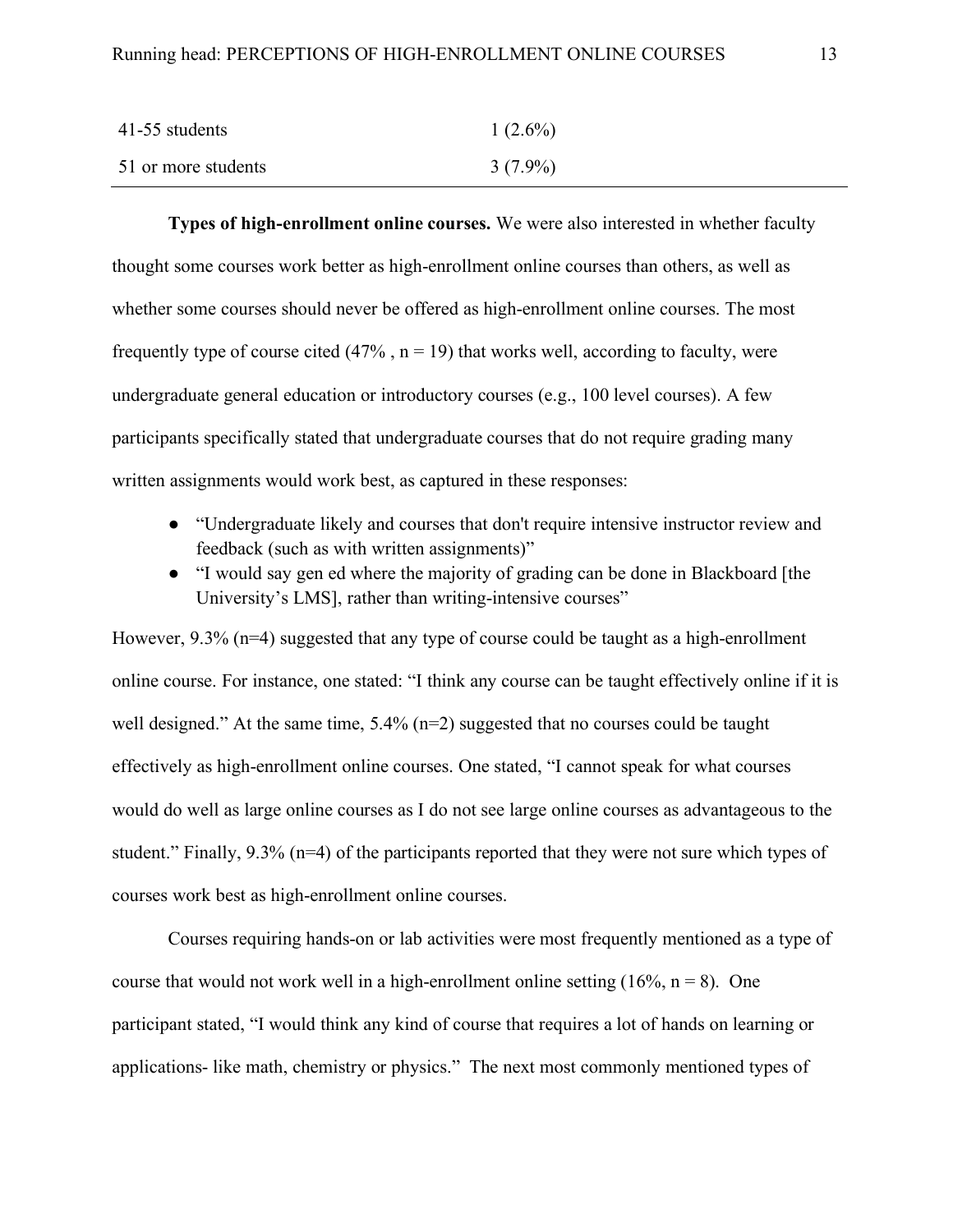| | |
|---|---|
| 41-55 students | 1 (2.6%) |
| 51 or more students | 3 (7.9%) |

**Types of high-enrollment online courses.** We were also interested in whether faculty thought some courses work better as high-enrollment online courses than others, as well as whether some courses should never be offered as high-enrollment online courses. The most frequently type of course cited (47% , n = 19) that works well, according to faculty, were undergraduate general education or introductory courses (e.g., 100 level courses). A few participants specifically stated that undergraduate courses that do not require grading many written assignments would work best, as captured in these responses:

- "Undergraduate likely and courses that don't require intensive instructor review and feedback (such as with written assignments)"
- "I would say gen ed where the majority of grading can be done in Blackboard [the University's LMS], rather than writing-intensive courses"

However, 9.3% (n=4) suggested that any type of course could be taught as a high-enrollment online course. For instance, one stated: "I think any course can be taught effectively online if it is well designed." At the same time, 5.4% (n=2) suggested that no courses could be taught effectively as high-enrollment online courses. One stated, "I cannot speak for what courses would do well as large online courses as I do not see large online courses as advantageous to the student." Finally, 9.3% (n=4) of the participants reported that they were not sure which types of courses work best as high-enrollment online courses.

Courses requiring hands-on or lab activities were most frequently mentioned as a type of course that would not work well in a high-enrollment online setting (16%, n = 8). One participant stated, "I would think any kind of course that requires a lot of hands on learning or applications- like math, chemistry or physics." The next most commonly mentioned types of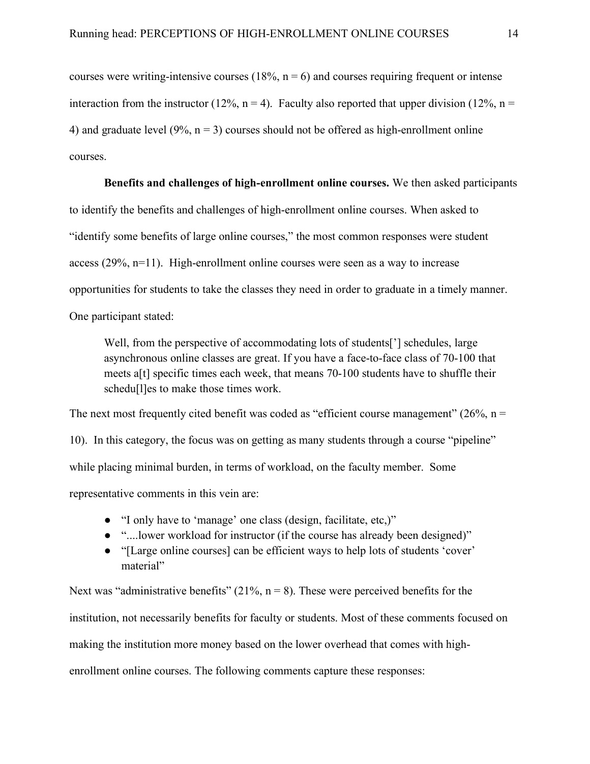courses were writing-intensive courses (18%, n = 6) and courses requiring frequent or intense interaction from the instructor (12%, n = 4). Faculty also reported that upper division (12%, n = 4) and graduate level (9%, n = 3) courses should not be offered as high-enrollment online courses.

**Benefits and challenges of high-enrollment online courses.** We then asked participants to identify the benefits and challenges of high-enrollment online courses. When asked to "identify some benefits of large online courses," the most common responses were student access (29%, n=11). High-enrollment online courses were seen as a way to increase opportunities for students to take the classes they need in order to graduate in a timely manner. One participant stated:

> Well, from the perspective of accommodating lots of students['] schedules, large asynchronous online classes are great. If you have a face-to-face class of 70-100 that meets a[t] specific times each week, that means 70-100 students have to shuffle their schedu[l]es to make those times work.

The next most frequently cited benefit was coded as "efficient course management" (26%, n = 10). In this category, the focus was on getting as many students through a course "pipeline" while placing minimal burden, in terms of workload, on the faculty member. Some representative comments in this vein are:

- "I only have to 'manage' one class (design, facilitate, etc,)"
- "....lower workload for instructor (if the course has already been designed)"
- "[Large online courses] can be efficient ways to help lots of students 'cover' material"

Next was "administrative benefits" (21%, n = 8). These were perceived benefits for the institution, not necessarily benefits for faculty or students. Most of these comments focused on making the institution more money based on the lower overhead that comes with high-enrollment online courses. The following comments capture these responses: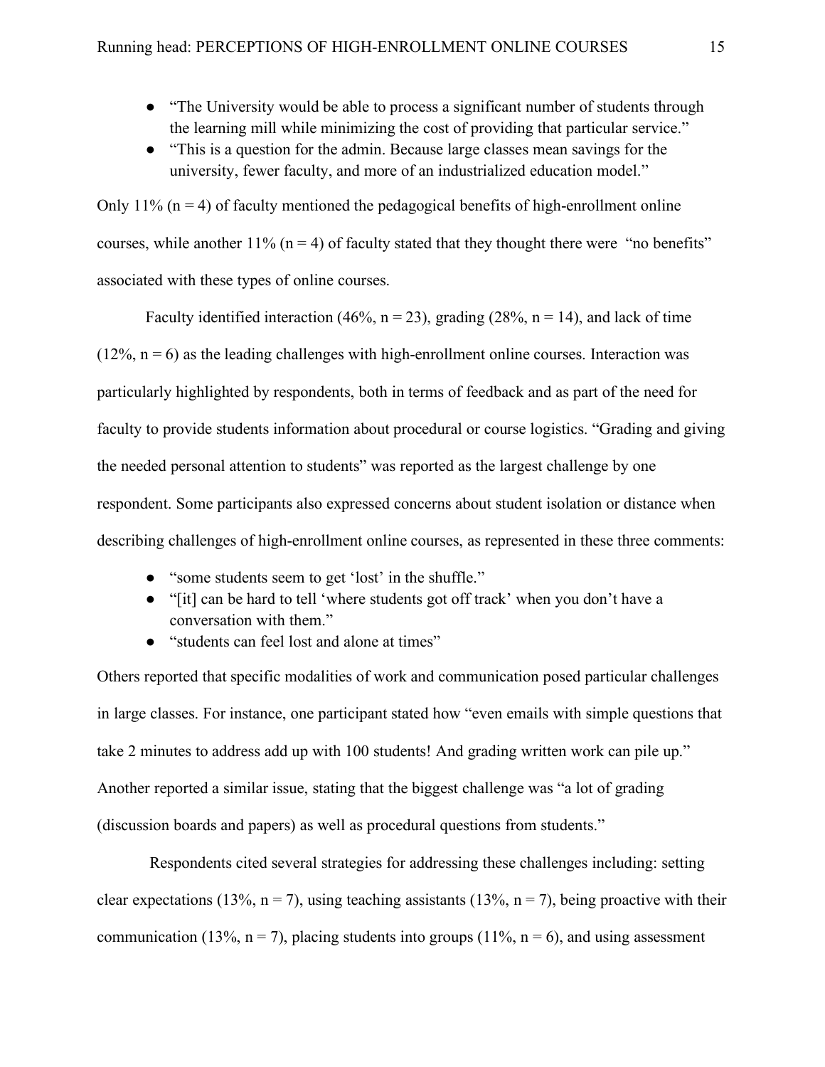- "The University would be able to process a significant number of students through the learning mill while minimizing the cost of providing that particular service."
- "This is a question for the admin. Because large classes mean savings for the university, fewer faculty, and more of an industrialized education model."

Only 11% ($n = 4$) of faculty mentioned the pedagogical benefits of high-enrollment online courses, while another 11% ($n = 4$) of faculty stated that they thought there were "no benefits" associated with these types of online courses.

Faculty identified interaction (46%, $n = 23$), grading (28%, $n = 14$), and lack of time (12%, $n = 6$) as the leading challenges with high-enrollment online courses. Interaction was particularly highlighted by respondents, both in terms of feedback and as part of the need for faculty to provide students information about procedural or course logistics. "Grading and giving the needed personal attention to students" was reported as the largest challenge by one respondent. Some participants also expressed concerns about student isolation or distance when describing challenges of high-enrollment online courses, as represented in these three comments:

- "some students seem to get 'lost' in the shuffle."
- "[it] can be hard to tell 'where students got off track' when you don't have a conversation with them."
- "students can feel lost and alone at times"

Others reported that specific modalities of work and communication posed particular challenges in large classes. For instance, one participant stated how "even emails with simple questions that take 2 minutes to address add up with 100 students! And grading written work can pile up." Another reported a similar issue, stating that the biggest challenge was "a lot of grading (discussion boards and papers) as well as procedural questions from students."

Respondents cited several strategies for addressing these challenges including: setting clear expectations (13%, $n = 7$), using teaching assistants (13%, $n = 7$), being proactive with their communication (13%, $n = 7$), placing students into groups (11%, $n = 6$), and using assessment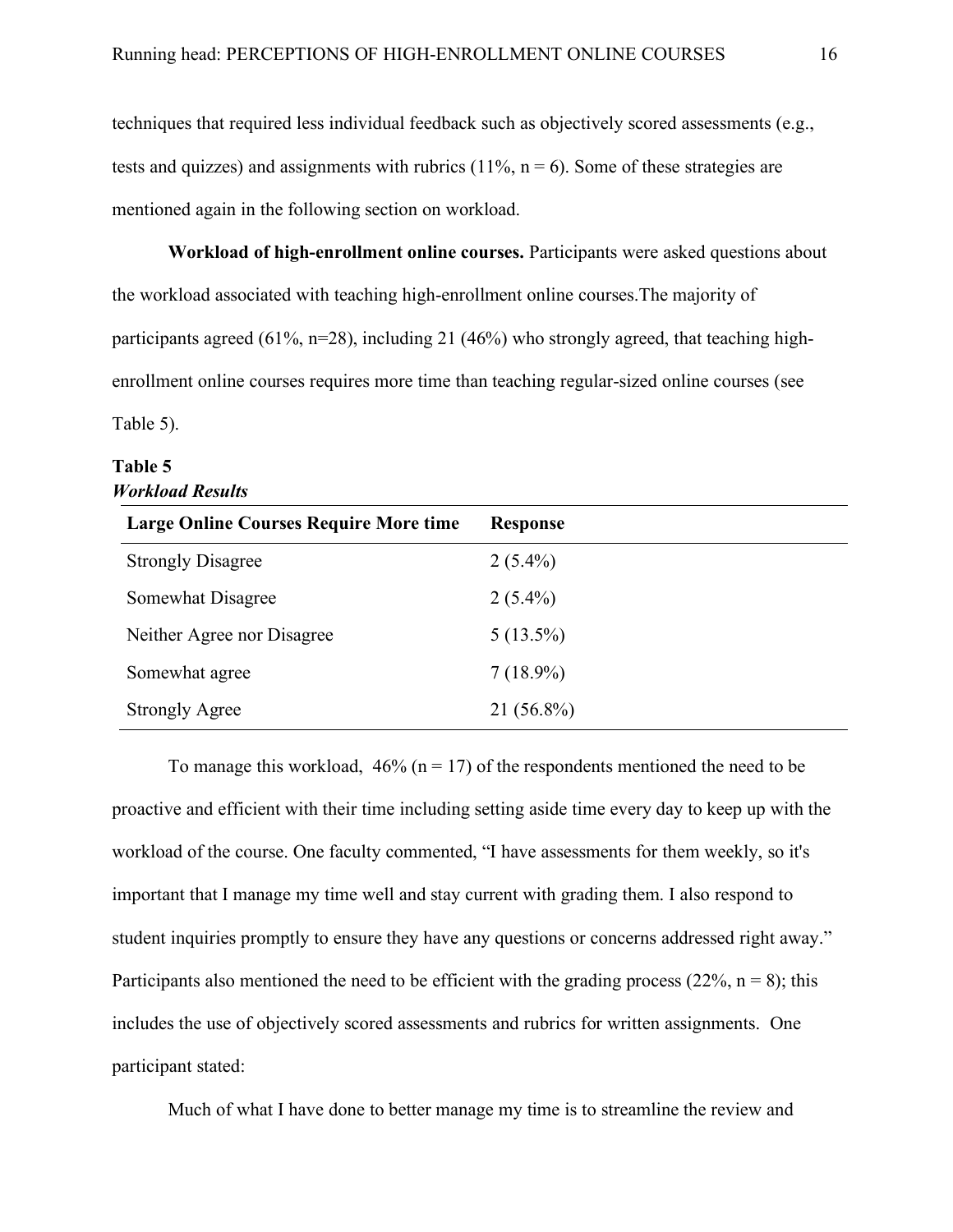techniques that required less individual feedback such as objectively scored assessments (e.g., tests and quizzes) and assignments with rubrics (11%, n = 6). Some of these strategies are mentioned again in the following section on workload.

**Workload of high-enrollment online courses.** Participants were asked questions about the workload associated with teaching high-enrollment online courses.The majority of participants agreed (61%, n=28), including 21 (46%) who strongly agreed, that teaching high-enrollment online courses requires more time than teaching regular-sized online courses (see Table 5).

**Table 5**
***Workload Results***

| Large Online Courses Require More time | Response |
|---|---|
| Strongly Disagree | 2 (5.4%) |
| Somewhat Disagree | 2 (5.4%) |
| Neither Agree nor Disagree | 5 (13.5%) |
| Somewhat agree | 7 (18.9%) |
| Strongly Agree | 21 (56.8%) |

To manage this workload, 46% (n = 17) of the respondents mentioned the need to be proactive and efficient with their time including setting aside time every day to keep up with the workload of the course. One faculty commented, "I have assessments for them weekly, so it's important that I manage my time well and stay current with grading them. I also respond to student inquiries promptly to ensure they have any questions or concerns addressed right away." Participants also mentioned the need to be efficient with the grading process (22%, n = 8); this includes the use of objectively scored assessments and rubrics for written assignments. One participant stated:

Much of what I have done to better manage my time is to streamline the review and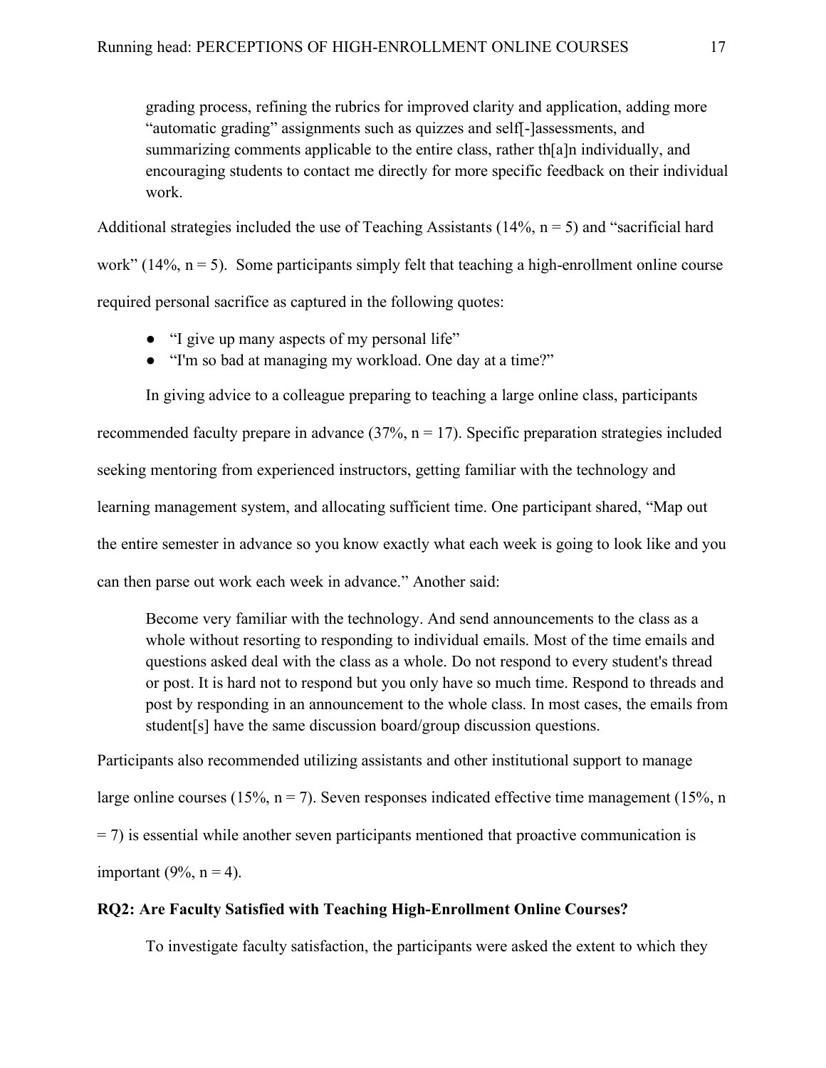> grading process, refining the rubrics for improved clarity and application, adding more "automatic grading" assignments such as quizzes and self[-]assessments, and summarizing comments applicable to the entire class, rather th[a]n individually, and encouraging students to contact me directly for more specific feedback on their individual work.

Additional strategies included the use of Teaching Assistants (14%, n = 5) and "sacrificial hard work" (14%, n = 5). Some participants simply felt that teaching a high-enrollment online course required personal sacrifice as captured in the following quotes:

- "I give up many aspects of my personal life"
- "I'm so bad at managing my workload. One day at a time?"

In giving advice to a colleague preparing to teaching a large online class, participants recommended faculty prepare in advance (37%, n = 17). Specific preparation strategies included seeking mentoring from experienced instructors, getting familiar with the technology and learning management system, and allocating sufficient time. One participant shared, "Map out the entire semester in advance so you know exactly what each week is going to look like and you can then parse out work each week in advance." Another said:

> Become very familiar with the technology. And send announcements to the class as a whole without resorting to responding to individual emails. Most of the time emails and questions asked deal with the class as a whole. Do not respond to every student's thread or post. It is hard not to respond but you only have so much time. Respond to threads and post by responding in an announcement to the whole class. In most cases, the emails from student[s] have the same discussion board/group discussion questions.

Participants also recommended utilizing assistants and other institutional support to manage large online courses (15%, n = 7). Seven responses indicated effective time management (15%, n = 7) is essential while another seven participants mentioned that proactive communication is important (9%, n = 4).

## RQ2: Are Faculty Satisfied with Teaching High-Enrollment Online Courses?

To investigate faculty satisfaction, the participants were asked the extent to which they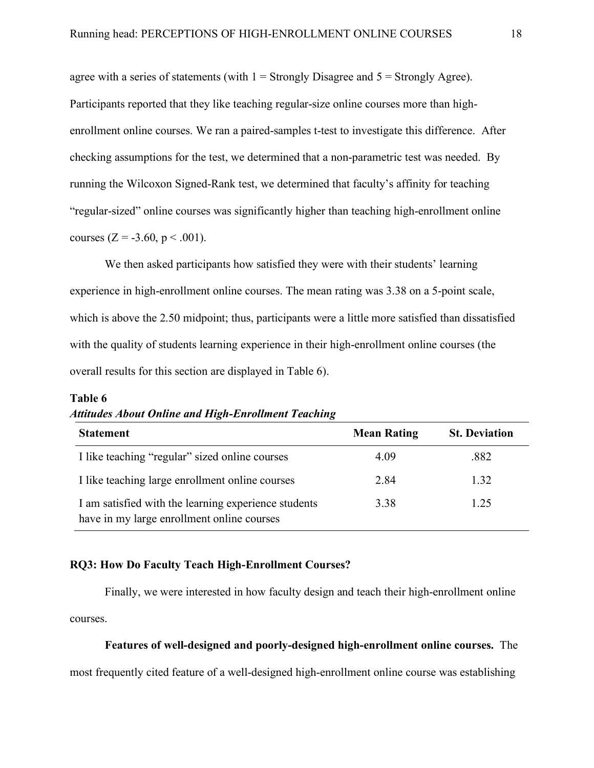agree with a series of statements (with 1 = Strongly Disagree and 5 = Strongly Agree). Participants reported that they like teaching regular-size online courses more than high-enrollment online courses. We ran a paired-samples t-test to investigate this difference. After checking assumptions for the test, we determined that a non-parametric test was needed. By running the Wilcoxon Signed-Rank test, we determined that faculty's affinity for teaching "regular-sized" online courses was significantly higher than teaching high-enrollment online courses ($Z = -3.60$, $p < .001$).

We then asked participants how satisfied they were with their students' learning experience in high-enrollment online courses. The mean rating was 3.38 on a 5-point scale, which is above the 2.50 midpoint; thus, participants were a little more satisfied than dissatisfied with the quality of students learning experience in their high-enrollment online courses (the overall results for this section are displayed in Table 6).

**Table 6**

***Attitudes About Online and High-Enrollment Teaching***

| Statement | Mean Rating | St. Deviation |
|---|---|---|
| I like teaching "regular" sized online courses | 4.09 | .882 |
| I like teaching large enrollment online courses | 2.84 | 1.32 |
| I am satisfied with the learning experience students have in my large enrollment online courses | 3.38 | 1.25 |

## RQ3: How Do Faculty Teach High-Enrollment Courses?

Finally, we were interested in how faculty design and teach their high-enrollment online courses.

**Features of well-designed and poorly-designed high-enrollment online courses.** The most frequently cited feature of a well-designed high-enrollment online course was establishing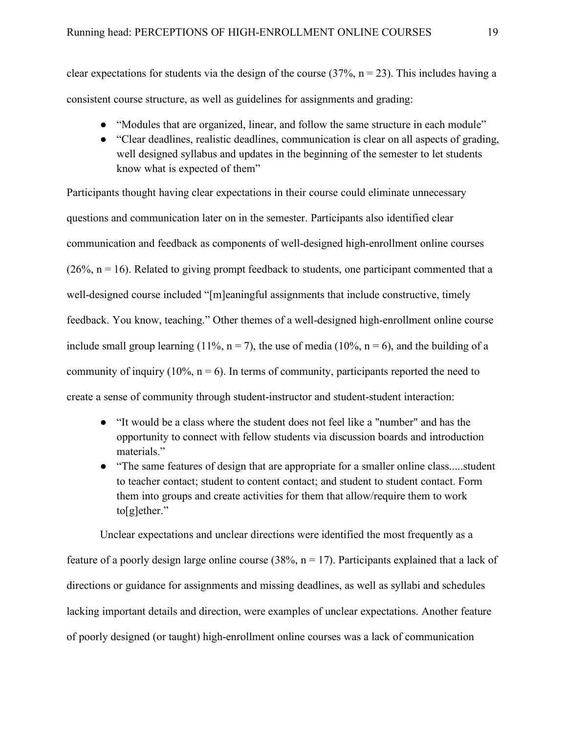clear expectations for students via the design of the course (37%, n = 23). This includes having a consistent course structure, as well as guidelines for assignments and grading:

- “Modules that are organized, linear, and follow the same structure in each module”
- “Clear deadlines, realistic deadlines, communication is clear on all aspects of grading, well designed syllabus and updates in the beginning of the semester to let students know what is expected of them”

Participants thought having clear expectations in their course could eliminate unnecessary questions and communication later on in the semester. Participants also identified clear communication and feedback as components of well-designed high-enrollment online courses (26%, n = 16). Related to giving prompt feedback to students, one participant commented that a well-designed course included “[m]eaningful assignments that include constructive, timely feedback. You know, teaching.” Other themes of a well-designed high-enrollment online course include small group learning (11%, n = 7), the use of media (10%, n = 6), and the building of a community of inquiry (10%, n = 6). In terms of community, participants reported the need to create a sense of community through student-instructor and student-student interaction:

- “It would be a class where the student does not feel like a "number" and has the opportunity to connect with fellow students via discussion boards and introduction materials.”
- “The same features of design that are appropriate for a smaller online class.....student to teacher contact; student to content contact; and student to student contact. Form them into groups and create activities for them that allow/require them to work to[g]ether.”

Unclear expectations and unclear directions were identified the most frequently as a feature of a poorly design large online course (38%, n = 17). Participants explained that a lack of directions or guidance for assignments and missing deadlines, as well as syllabi and schedules lacking important details and direction, were examples of unclear expectations. Another feature of poorly designed (or taught) high-enrollment online courses was a lack of communication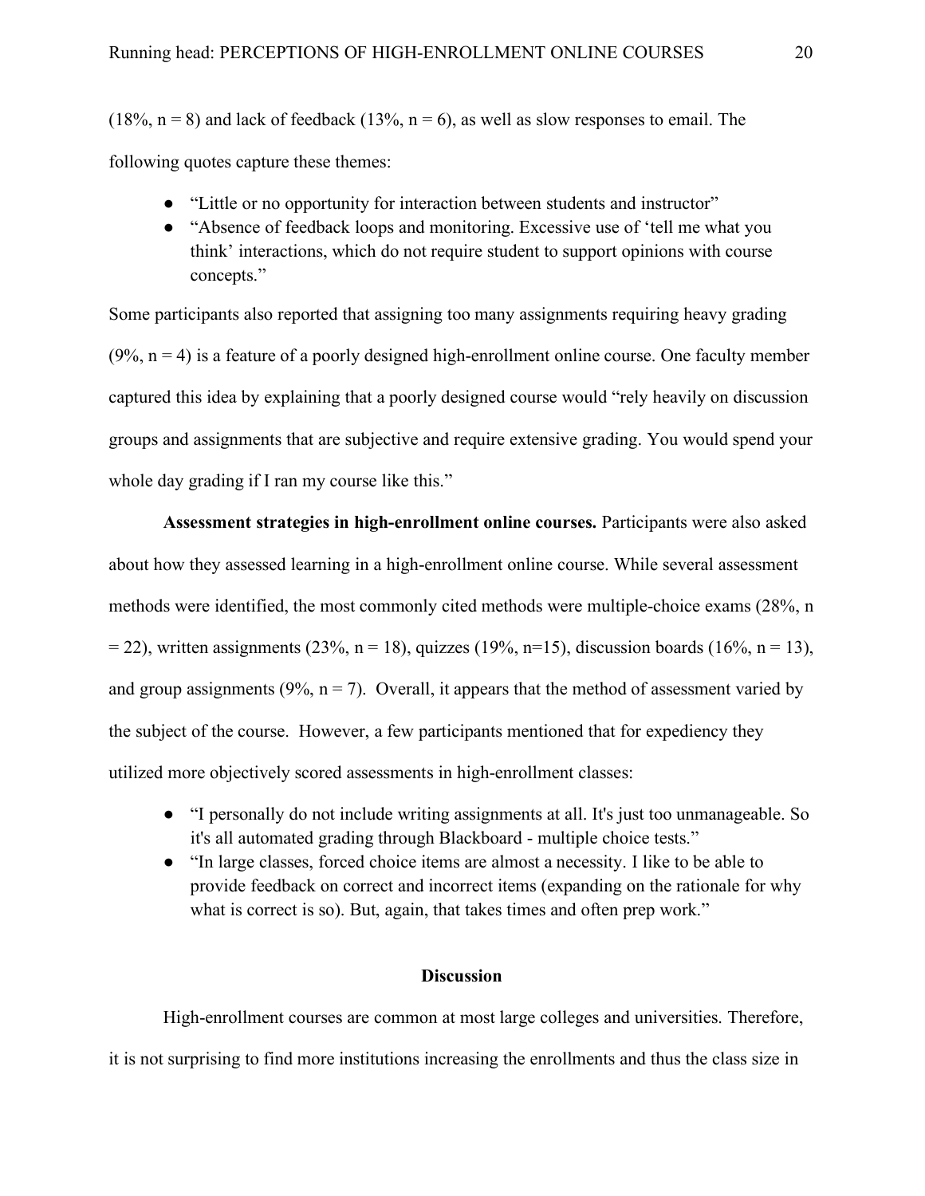(18%, n = 8) and lack of feedback (13%, n = 6), as well as slow responses to email. The following quotes capture these themes:

- "Little or no opportunity for interaction between students and instructor"
- "Absence of feedback loops and monitoring. Excessive use of 'tell me what you think' interactions, which do not require student to support opinions with course concepts."

Some participants also reported that assigning too many assignments requiring heavy grading (9%, n = 4) is a feature of a poorly designed high-enrollment online course. One faculty member captured this idea by explaining that a poorly designed course would "rely heavily on discussion groups and assignments that are subjective and require extensive grading. You would spend your whole day grading if I ran my course like this."

**Assessment strategies in high-enrollment online courses.** Participants were also asked about how they assessed learning in a high-enrollment online course. While several assessment methods were identified, the most commonly cited methods were multiple-choice exams (28%, n = 22), written assignments (23%, n = 18), quizzes (19%, n=15), discussion boards (16%, n = 13), and group assignments (9%, n = 7). Overall, it appears that the method of assessment varied by the subject of the course. However, a few participants mentioned that for expediency they utilized more objectively scored assessments in high-enrollment classes:

- "I personally do not include writing assignments at all. It's just too unmanageable. So it's all automated grading through Blackboard - multiple choice tests."
- "In large classes, forced choice items are almost a necessity. I like to be able to provide feedback on correct and incorrect items (expanding on the rationale for why what is correct is so). But, again, that takes times and often prep work."

## Discussion

High-enrollment courses are common at most large colleges and universities. Therefore, it is not surprising to find more institutions increasing the enrollments and thus the class size in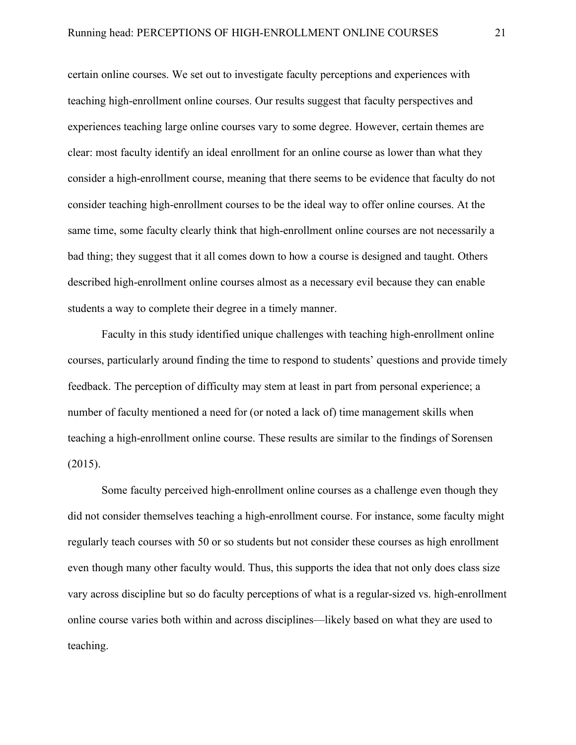certain online courses. We set out to investigate faculty perceptions and experiences with teaching high-enrollment online courses. Our results suggest that faculty perspectives and experiences teaching large online courses vary to some degree. However, certain themes are clear: most faculty identify an ideal enrollment for an online course as lower than what they consider a high-enrollment course, meaning that there seems to be evidence that faculty do not consider teaching high-enrollment courses to be the ideal way to offer online courses. At the same time, some faculty clearly think that high-enrollment online courses are not necessarily a bad thing; they suggest that it all comes down to how a course is designed and taught. Others described high-enrollment online courses almost as a necessary evil because they can enable students a way to complete their degree in a timely manner.

Faculty in this study identified unique challenges with teaching high-enrollment online courses, particularly around finding the time to respond to students' questions and provide timely feedback. The perception of difficulty may stem at least in part from personal experience; a number of faculty mentioned a need for (or noted a lack of) time management skills when teaching a high-enrollment online course. These results are similar to the findings of Sorensen (2015).

Some faculty perceived high-enrollment online courses as a challenge even though they did not consider themselves teaching a high-enrollment course. For instance, some faculty might regularly teach courses with 50 or so students but not consider these courses as high enrollment even though many other faculty would. Thus, this supports the idea that not only does class size vary across discipline but so do faculty perceptions of what is a regular-sized vs. high-enrollment online course varies both within and across disciplines—likely based on what they are used to teaching.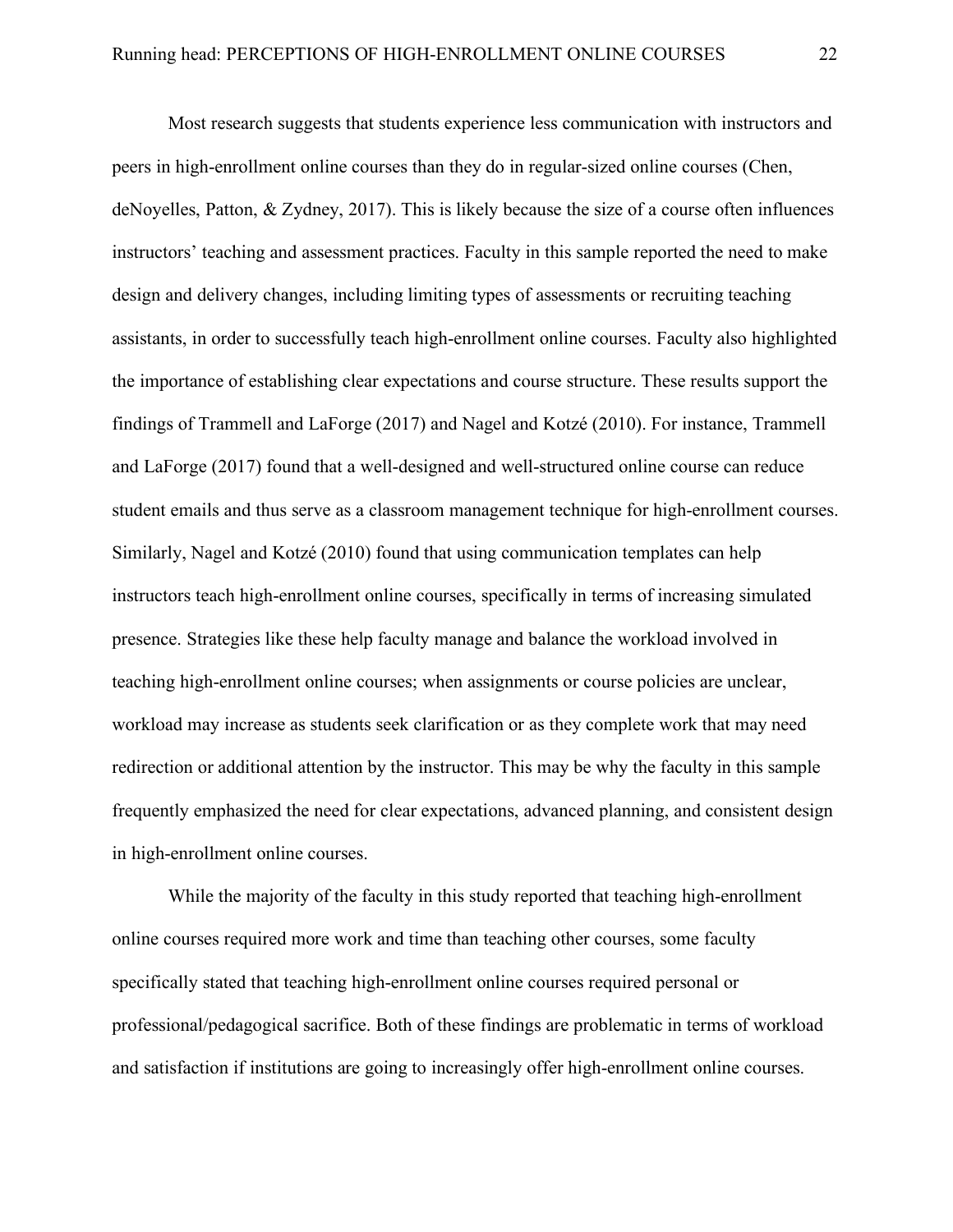Most research suggests that students experience less communication with instructors and peers in high-enrollment online courses than they do in regular-sized online courses (Chen, deNoyelles, Patton, & Zydney, 2017). This is likely because the size of a course often influences instructors' teaching and assessment practices. Faculty in this sample reported the need to make design and delivery changes, including limiting types of assessments or recruiting teaching assistants, in order to successfully teach high-enrollment online courses. Faculty also highlighted the importance of establishing clear expectations and course structure. These results support the findings of Trammell and LaForge (2017) and Nagel and Kotzé (2010). For instance, Trammell and LaForge (2017) found that a well-designed and well-structured online course can reduce student emails and thus serve as a classroom management technique for high-enrollment courses. Similarly, Nagel and Kotzé (2010) found that using communication templates can help instructors teach high-enrollment online courses, specifically in terms of increasing simulated presence. Strategies like these help faculty manage and balance the workload involved in teaching high-enrollment online courses; when assignments or course policies are unclear, workload may increase as students seek clarification or as they complete work that may need redirection or additional attention by the instructor. This may be why the faculty in this sample frequently emphasized the need for clear expectations, advanced planning, and consistent design in high-enrollment online courses.

While the majority of the faculty in this study reported that teaching high-enrollment online courses required more work and time than teaching other courses, some faculty specifically stated that teaching high-enrollment online courses required personal or professional/pedagogical sacrifice. Both of these findings are problematic in terms of workload and satisfaction if institutions are going to increasingly offer high-enrollment online courses.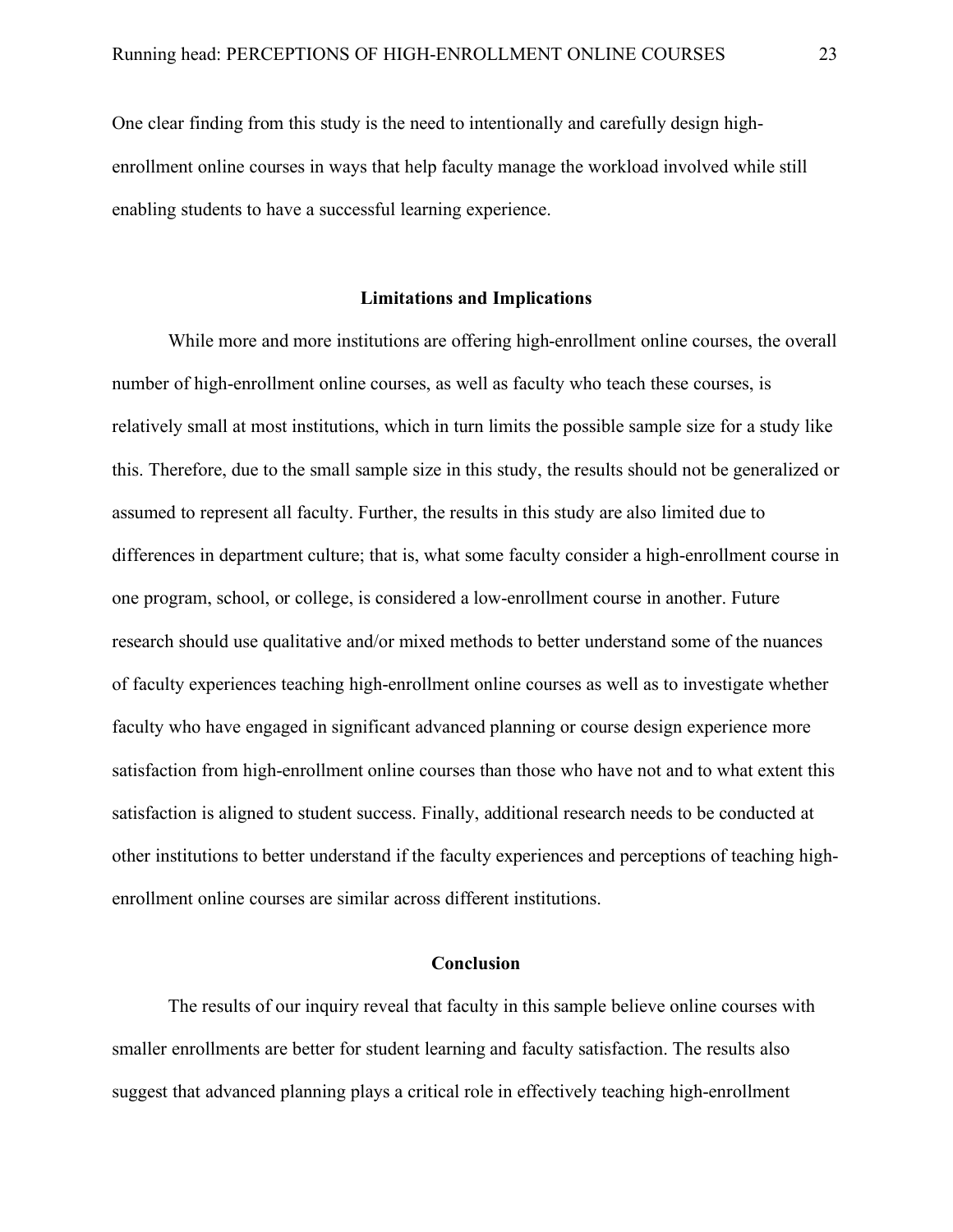One clear finding from this study is the need to intentionally and carefully design high-enrollment online courses in ways that help faculty manage the workload involved while still enabling students to have a successful learning experience.

## Limitations and Implications

While more and more institutions are offering high-enrollment online courses, the overall number of high-enrollment online courses, as well as faculty who teach these courses, is relatively small at most institutions, which in turn limits the possible sample size for a study like this. Therefore, due to the small sample size in this study, the results should not be generalized or assumed to represent all faculty. Further, the results in this study are also limited due to differences in department culture; that is, what some faculty consider a high-enrollment course in one program, school, or college, is considered a low-enrollment course in another. Future research should use qualitative and/or mixed methods to better understand some of the nuances of faculty experiences teaching high-enrollment online courses as well as to investigate whether faculty who have engaged in significant advanced planning or course design experience more satisfaction from high-enrollment online courses than those who have not and to what extent this satisfaction is aligned to student success. Finally, additional research needs to be conducted at other institutions to better understand if the faculty experiences and perceptions of teaching high-enrollment online courses are similar across different institutions.

## Conclusion

The results of our inquiry reveal that faculty in this sample believe online courses with smaller enrollments are better for student learning and faculty satisfaction. The results also suggest that advanced planning plays a critical role in effectively teaching high-enrollment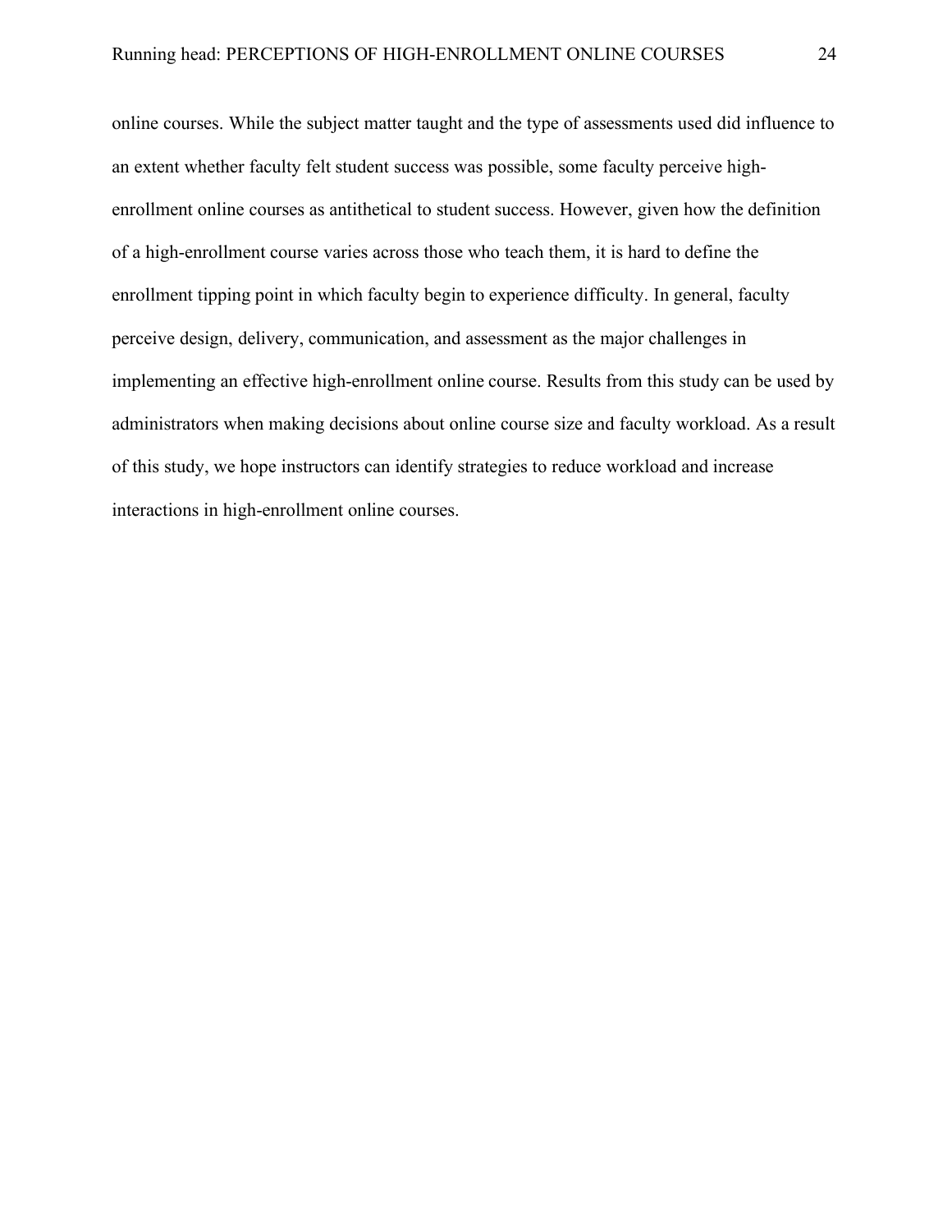online courses. While the subject matter taught and the type of assessments used did influence to an extent whether faculty felt student success was possible, some faculty perceive high-enrollment online courses as antithetical to student success. However, given how the definition of a high-enrollment course varies across those who teach them, it is hard to define the enrollment tipping point in which faculty begin to experience difficulty. In general, faculty perceive design, delivery, communication, and assessment as the major challenges in implementing an effective high-enrollment online course. Results from this study can be used by administrators when making decisions about online course size and faculty workload. As a result of this study, we hope instructors can identify strategies to reduce workload and increase interactions in high-enrollment online courses.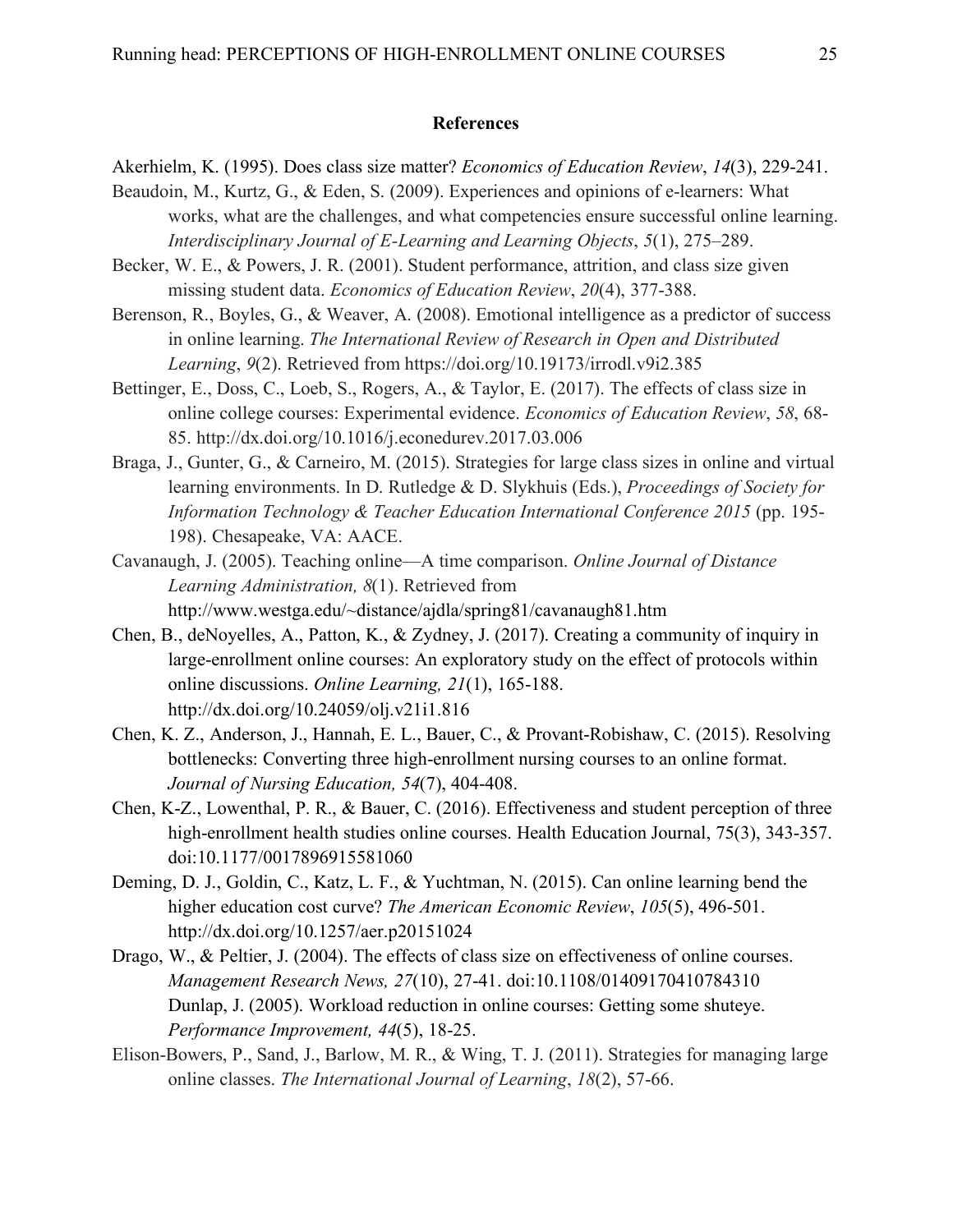## References

Akerhielm, K. (1995). Does class size matter? *Economics of Education Review*, *14*(3), 229-241.

Beaudoin, M., Kurtz, G., & Eden, S. (2009). Experiences and opinions of e-learners: What works, what are the challenges, and what competencies ensure successful online learning. *Interdisciplinary Journal of E-Learning and Learning Objects*, *5*(1), 275–289.

Becker, W. E., & Powers, J. R. (2001). Student performance, attrition, and class size given missing student data. *Economics of Education Review*, *20*(4), 377-388.

Berenson, R., Boyles, G., & Weaver, A. (2008). Emotional intelligence as a predictor of success in online learning. *The International Review of Research in Open and Distributed Learning*, *9*(2). Retrieved from https://doi.org/10.19173/irrodl.v9i2.385

Bettinger, E., Doss, C., Loeb, S., Rogers, A., & Taylor, E. (2017). The effects of class size in online college courses: Experimental evidence. *Economics of Education Review*, *58*, 68-85. http://dx.doi.org/10.1016/j.econedurev.2017.03.006

Braga, J., Gunter, G., & Carneiro, M. (2015). Strategies for large class sizes in online and virtual learning environments. In D. Rutledge & D. Slykhuis (Eds.), *Proceedings of Society for Information Technology & Teacher Education International Conference 2015* (pp. 195-198). Chesapeake, VA: AACE.

Cavanaugh, J. (2005). Teaching online—A time comparison. *Online Journal of Distance Learning Administration, 8*(1). Retrieved from http://www.westga.edu/~distance/ajdla/spring81/cavanaugh81.htm

Chen, B., deNoyelles, A., Patton, K., & Zydney, J. (2017). Creating a community of inquiry in large-enrollment online courses: An exploratory study on the effect of protocols within online discussions. *Online Learning, 21*(1), 165-188. http://dx.doi.org/10.24059/olj.v21i1.816

Chen, K. Z., Anderson, J., Hannah, E. L., Bauer, C., & Provant-Robishaw, C. (2015). Resolving bottlenecks: Converting three high-enrollment nursing courses to an online format. *Journal of Nursing Education, 54*(7), 404-408.

Chen, K-Z., Lowenthal, P. R., & Bauer, C. (2016). Effectiveness and student perception of three high-enrollment health studies online courses. Health Education Journal, 75(3), 343-357. doi:10.1177/0017896915581060

Deming, D. J., Goldin, C., Katz, L. F., & Yuchtman, N. (2015). Can online learning bend the higher education cost curve? *The American Economic Review*, *105*(5), 496-501. http://dx.doi.org/10.1257/aer.p20151024

Drago, W., & Peltier, J. (2004). The effects of class size on effectiveness of online courses. *Management Research News, 27*(10), 27-41. doi:10.1108/01409170410784310

Dunlap, J. (2005). Workload reduction in online courses: Getting some shuteye. *Performance Improvement, 44*(5), 18-25.

Elison-Bowers, P., Sand, J., Barlow, M. R., & Wing, T. J. (2011). Strategies for managing large online classes. *The International Journal of Learning*, *18*(2), 57-66.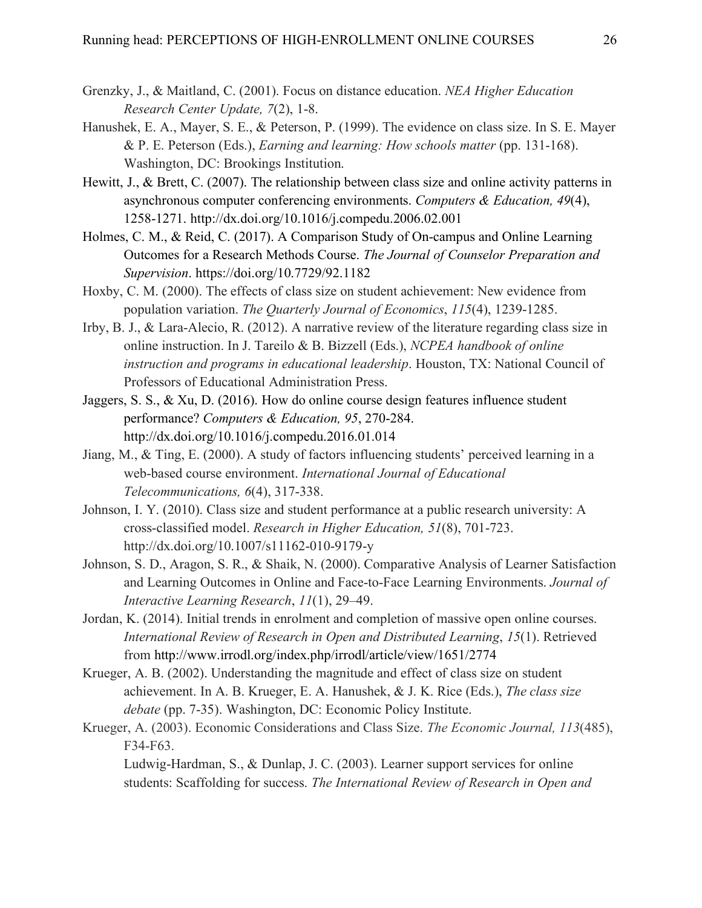Grenzky, J., & Maitland, C. (2001). Focus on distance education. *NEA Higher Education Research Center Update, 7*(2), 1-8.

Hanushek, E. A., Mayer, S. E., & Peterson, P. (1999). The evidence on class size. In S. E. Mayer & P. E. Peterson (Eds.), *Earning and learning: How schools matter* (pp. 131-168). Washington, DC: Brookings Institution.

Hewitt, J., & Brett, C. (2007). The relationship between class size and online activity patterns in asynchronous computer conferencing environments. *Computers & Education, 49*(4), 1258-1271. http://dx.doi.org/10.1016/j.compedu.2006.02.001

Holmes, C. M., & Reid, C. (2017). A Comparison Study of On-campus and Online Learning Outcomes for a Research Methods Course. *The Journal of Counselor Preparation and Supervision*. https://doi.org/10.7729/92.1182

Hoxby, C. M. (2000). The effects of class size on student achievement: New evidence from population variation. *The Quarterly Journal of Economics*, *115*(4), 1239-1285.

Irby, B. J., & Lara-Alecio, R. (2012). A narrative review of the literature regarding class size in online instruction. In J. Tareilo & B. Bizzell (Eds.), *NCPEA handbook of online instruction and programs in educational leadership*. Houston, TX: National Council of Professors of Educational Administration Press.

Jaggers, S. S., & Xu, D. (2016). How do online course design features influence student performance? *Computers & Education, 95*, 270-284. http://dx.doi.org/10.1016/j.compedu.2016.01.014

Jiang, M., & Ting, E. (2000). A study of factors influencing students' perceived learning in a web-based course environment. *International Journal of Educational Telecommunications, 6*(4), 317-338.

Johnson, I. Y. (2010). Class size and student performance at a public research university: A cross-classified model. *Research in Higher Education, 51*(8), 701-723. http://dx.doi.org/10.1007/s11162-010-9179-y

Johnson, S. D., Aragon, S. R., & Shaik, N. (2000). Comparative Analysis of Learner Satisfaction and Learning Outcomes in Online and Face-to-Face Learning Environments. *Journal of Interactive Learning Research*, *11*(1), 29–49.

Jordan, K. (2014). Initial trends in enrolment and completion of massive open online courses. *International Review of Research in Open and Distributed Learning*, *15*(1). Retrieved from http://www.irrodl.org/index.php/irrodl/article/view/1651/2774

Krueger, A. B. (2002). Understanding the magnitude and effect of class size on student achievement. In A. B. Krueger, E. A. Hanushek, & J. K. Rice (Eds.), *The class size debate* (pp. 7-35). Washington, DC: Economic Policy Institute.

Krueger, A. (2003). Economic Considerations and Class Size. *The Economic Journal, 113*(485), F34-F63.

Ludwig-Hardman, S., & Dunlap, J. C. (2003). Learner support services for online students: Scaffolding for success. *The International Review of Research in Open and*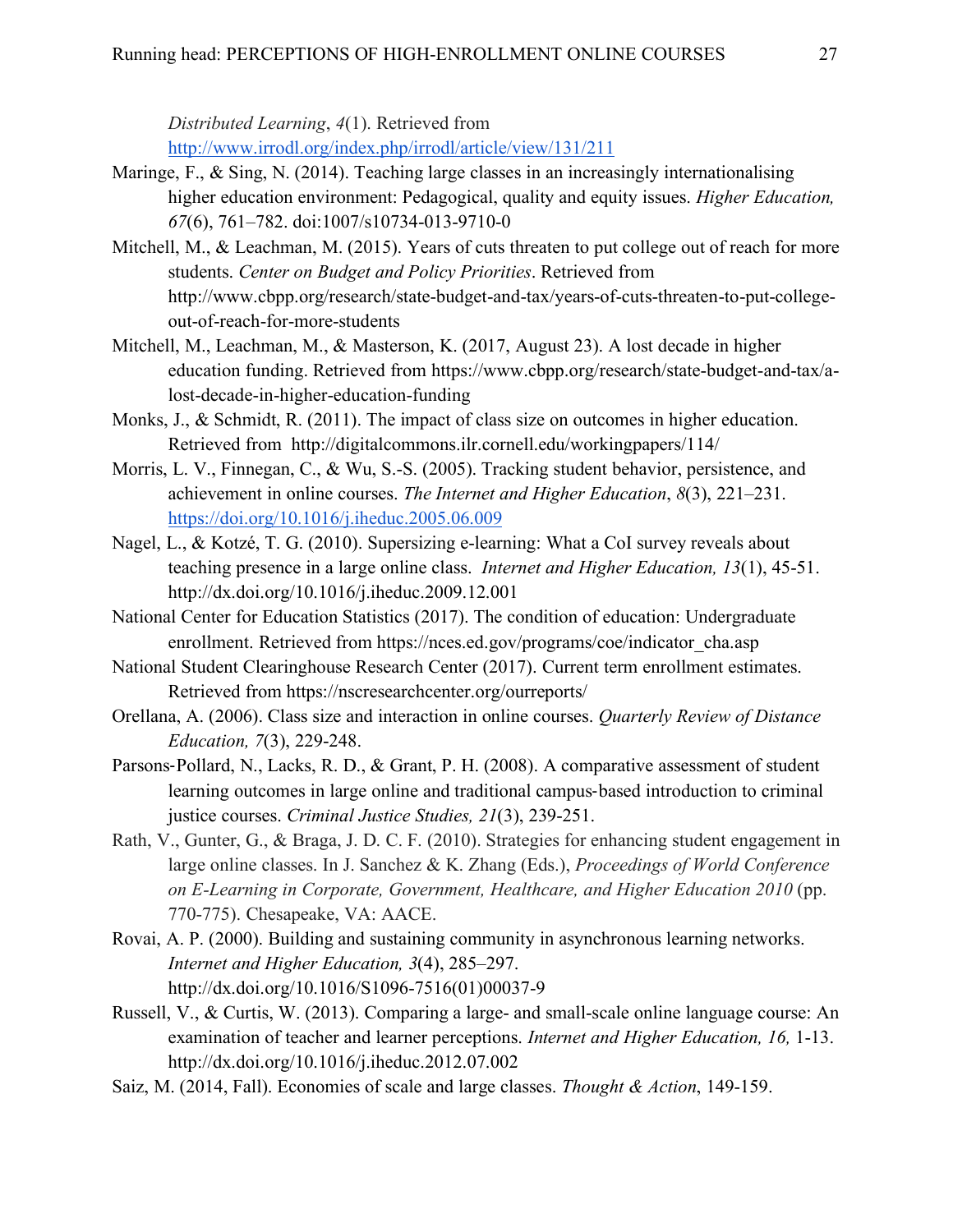*Distributed Learning*, *4*(1). Retrieved from http://www.irrodl.org/index.php/irrodl/article/view/131/211

Maringe, F., & Sing, N. (2014). Teaching large classes in an increasingly internationalising higher education environment: Pedagogical, quality and equity issues. *Higher Education, 67*(6), 761–782. doi:1007/s10734-013-9710-0

Mitchell, M., & Leachman, M. (2015). Years of cuts threaten to put college out of reach for more students. *Center on Budget and Policy Priorities*. Retrieved from http://www.cbpp.org/research/state-budget-and-tax/years-of-cuts-threaten-to-put-college-out-of-reach-for-more-students

Mitchell, M., Leachman, M., & Masterson, K. (2017, August 23). A lost decade in higher education funding. Retrieved from https://www.cbpp.org/research/state-budget-and-tax/a-lost-decade-in-higher-education-funding

Monks, J., & Schmidt, R. (2011). The impact of class size on outcomes in higher education. Retrieved from http://digitalcommons.ilr.cornell.edu/workingpapers/114/

Morris, L. V., Finnegan, C., & Wu, S.-S. (2005). Tracking student behavior, persistence, and achievement in online courses. *The Internet and Higher Education*, *8*(3), 221–231. https://doi.org/10.1016/j.iheduc.2005.06.009

Nagel, L., & Kotzé, T. G. (2010). Supersizing e-learning: What a CoI survey reveals about teaching presence in a large online class. *Internet and Higher Education, 13*(1), 45-51. http://dx.doi.org/10.1016/j.iheduc.2009.12.001

National Center for Education Statistics (2017). The condition of education: Undergraduate enrollment. Retrieved from https://nces.ed.gov/programs/coe/indicator_cha.asp

National Student Clearinghouse Research Center (2017). Current term enrollment estimates. Retrieved from https://nscresearchcenter.org/ourreports/

Orellana, A. (2006). Class size and interaction in online courses. *Quarterly Review of Distance Education, 7*(3), 229-248.

Parsons‐Pollard, N., Lacks, R. D., & Grant, P. H. (2008). A comparative assessment of student learning outcomes in large online and traditional campus‐based introduction to criminal justice courses. *Criminal Justice Studies, 21*(3), 239-251.

Rath, V., Gunter, G., & Braga, J. D. C. F. (2010). Strategies for enhancing student engagement in large online classes. In J. Sanchez & K. Zhang (Eds.), *Proceedings of World Conference on E-Learning in Corporate, Government, Healthcare, and Higher Education 2010* (pp. 770-775). Chesapeake, VA: AACE.

Rovai, A. P. (2000). Building and sustaining community in asynchronous learning networks. *Internet and Higher Education, 3*(4), 285–297. http://dx.doi.org/10.1016/S1096-7516(01)00037-9

Russell, V., & Curtis, W. (2013). Comparing a large- and small-scale online language course: An examination of teacher and learner perceptions. *Internet and Higher Education, 16,* 1-13. http://dx.doi.org/10.1016/j.iheduc.2012.07.002

Saiz, M. (2014, Fall). Economies of scale and large classes. *Thought & Action*, 149-159.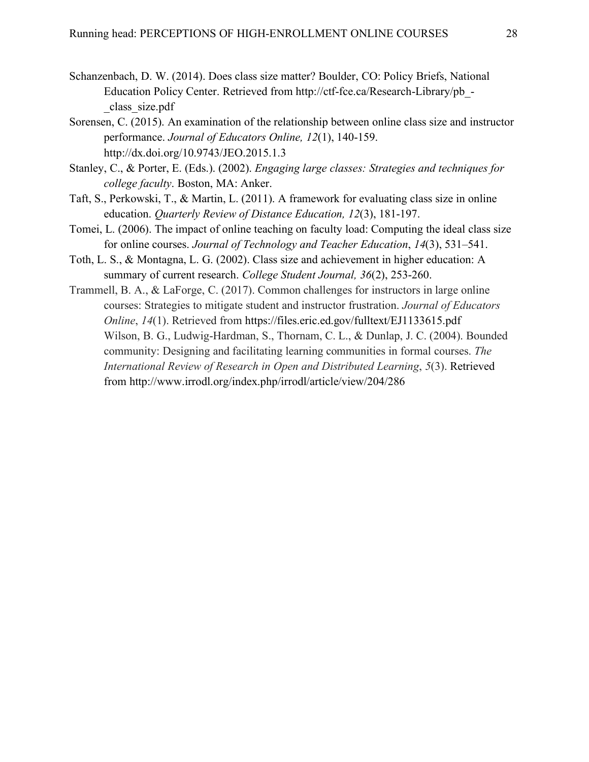Schanzenbach, D. W. (2014). Does class size matter? Boulder, CO: Policy Briefs, National Education Policy Center. Retrieved from http://ctf-fce.ca/Research-Library/pb_-_class_size.pdf

Sorensen, C. (2015). An examination of the relationship between online class size and instructor performance. *Journal of Educators Online, 12*(1), 140-159. http://dx.doi.org/10.9743/JEO.2015.1.3

Stanley, C., & Porter, E. (Eds.). (2002). *Engaging large classes: Strategies and techniques for college faculty*. Boston, MA: Anker.

Taft, S., Perkowski, T., & Martin, L. (2011). A framework for evaluating class size in online education. *Quarterly Review of Distance Education, 12*(3), 181-197.

Tomei, L. (2006). The impact of online teaching on faculty load: Computing the ideal class size for online courses. *Journal of Technology and Teacher Education*, *14*(3), 531–541.

Toth, L. S., & Montagna, L. G. (2002). Class size and achievement in higher education: A summary of current research. *College Student Journal, 36*(2), 253-260.

Trammell, B. A., & LaForge, C. (2017). Common challenges for instructors in large online courses: Strategies to mitigate student and instructor frustration. *Journal of Educators Online*, *14*(1). Retrieved from https://files.eric.ed.gov/fulltext/EJ1133615.pdf

Wilson, B. G., Ludwig-Hardman, S., Thornam, C. L., & Dunlap, J. C. (2004). Bounded community: Designing and facilitating learning communities in formal courses. *The International Review of Research in Open and Distributed Learning*, *5*(3). Retrieved from http://www.irrodl.org/index.php/irrodl/article/view/204/286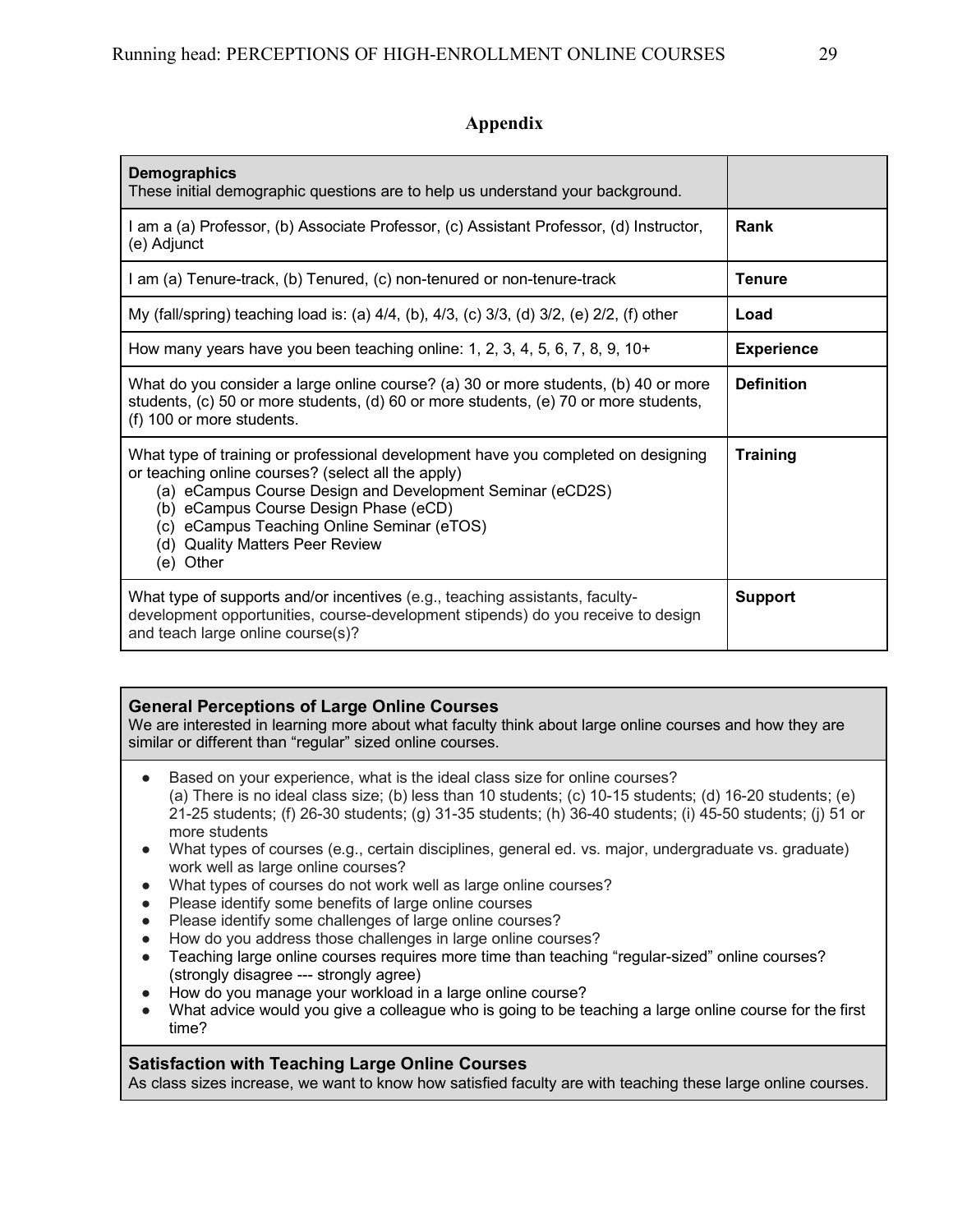## Appendix

| **Demographics**<br>These initial demographic questions are to help us understand your background. | |
|---|---|
| I am a (a) Professor, (b) Associate Professor, (c) Assistant Professor, (d) Instructor, (e) Adjunct | **Rank** |
| I am (a) Tenure-track, (b) Tenured, (c) non-tenured or non-tenure-track | **Tenure** |
| My (fall/spring) teaching load is: (a) 4/4, (b), 4/3, (c) 3/3, (d) 3/2, (e) 2/2, (f) other | **Load** |
| How many years have you been teaching online: 1, 2, 3, 4, 5, 6, 7, 8, 9, 10+ | **Experience** |
| What do you consider a large online course? (a) 30 or more students, (b) 40 or more students, (c) 50 or more students, (d) 60 or more students, (e) 70 or more students, (f) 100 or more students. | **Definition** |
| What type of training or professional development have you completed on designing or teaching online courses? (select all the apply)<br>(a) eCampus Course Design and Development Seminar (eCD2S)<br>(b) eCampus Course Design Phase (eCD)<br>(c) eCampus Teaching Online Seminar (eTOS)<br>(d) Quality Matters Peer Review<br>(e) Other | **Training** |
| What type of supports and/or incentives (e.g., teaching assistants, faculty-development opportunities, course-development stipends) do you receive to design and teach large online course(s)? | **Support** |

**General Perceptions of Large Online Courses**
We are interested in learning more about what faculty think about large online courses and how they are similar or different than "regular" sized online courses.

- Based on your experience, what is the ideal class size for online courses?
  (a) There is no ideal class size; (b) less than 10 students; (c) 10-15 students; (d) 16-20 students; (e) 21-25 students; (f) 26-30 students; (g) 31-35 students; (h) 36-40 students; (i) 45-50 students; (j) 51 or more students
- What types of courses (e.g., certain disciplines, general ed. vs. major, undergraduate vs. graduate) work well as large online courses?
- What types of courses do not work well as large online courses?
- Please identify some benefits of large online courses
- Please identify some challenges of large online courses?
- How do you address those challenges in large online courses?
- Teaching large online courses requires more time than teaching "regular-sized" online courses? (strongly disagree --- strongly agree)
- How do you manage your workload in a large online course?
- What advice would you give a colleague who is going to be teaching a large online course for the first time?

**Satisfaction with Teaching Large Online Courses**
As class sizes increase, we want to know how satisfied faculty are with teaching these large online courses.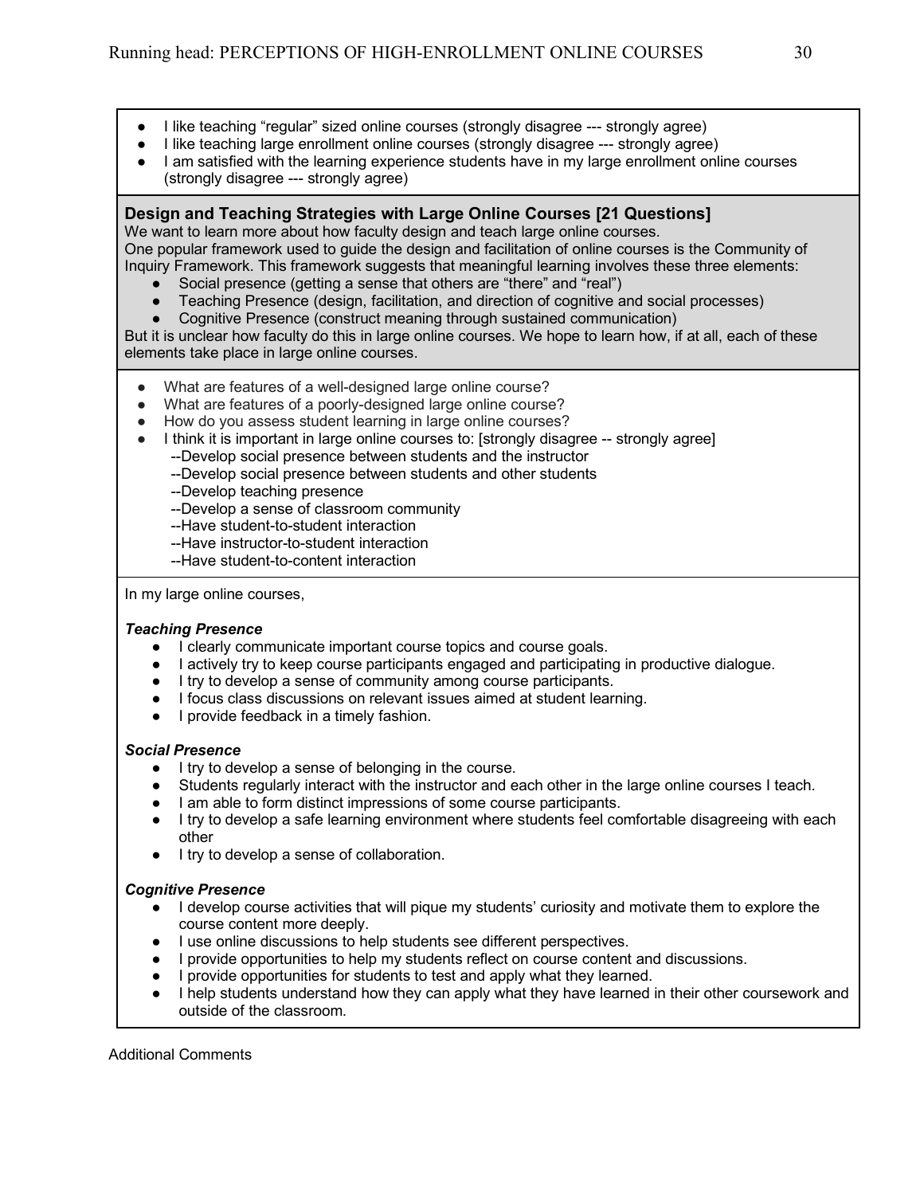- I like teaching "regular" sized online courses (strongly disagree --- strongly agree)
- I like teaching large enrollment online courses (strongly disagree --- strongly agree)
- I am satisfied with the learning experience students have in my large enrollment online courses (strongly disagree --- strongly agree)

**Design and Teaching Strategies with Large Online Courses [21 Questions]**

We want to learn more about how faculty design and teach large online courses.
One popular framework used to guide the design and facilitation of online courses is the Community of Inquiry Framework. This framework suggests that meaningful learning involves these three elements:

- Social presence (getting a sense that others are "there" and "real")
- Teaching Presence (design, facilitation, and direction of cognitive and social processes)
- Cognitive Presence (construct meaning through sustained communication)

But it is unclear how faculty do this in large online courses. We hope to learn how, if at all, each of these elements take place in large online courses.

- What are features of a well-designed large online course?
- What are features of a poorly-designed large online course?
- How do you assess student learning in large online courses?
- I think it is important in large online courses to: [strongly disagree -- strongly agree]
  - --Develop social presence between students and the instructor
  - --Develop social presence between students and other students
  - --Develop teaching presence
  - --Develop a sense of classroom community
  - --Have student-to-student interaction
  - --Have instructor-to-student interaction
  - --Have student-to-content interaction

In my large online courses,

***Teaching Presence***

- I clearly communicate important course topics and course goals.
- I actively try to keep course participants engaged and participating in productive dialogue.
- I try to develop a sense of community among course participants.
- I focus class discussions on relevant issues aimed at student learning.
- I provide feedback in a timely fashion.

***Social Presence***

- I try to develop a sense of belonging in the course.
- Students regularly interact with the instructor and each other in the large online courses I teach.
- I am able to form distinct impressions of some course participants.
- I try to develop a safe learning environment where students feel comfortable disagreeing with each other
- I try to develop a sense of collaboration.

***Cognitive Presence***

- I develop course activities that will pique my students' curiosity and motivate them to explore the course content more deeply.
- I use online discussions to help students see different perspectives.
- I provide opportunities to help my students reflect on course content and discussions.
- I provide opportunities for students to test and apply what they learned.
- I help students understand how they can apply what they have learned in their other coursework and outside of the classroom.

Additional Comments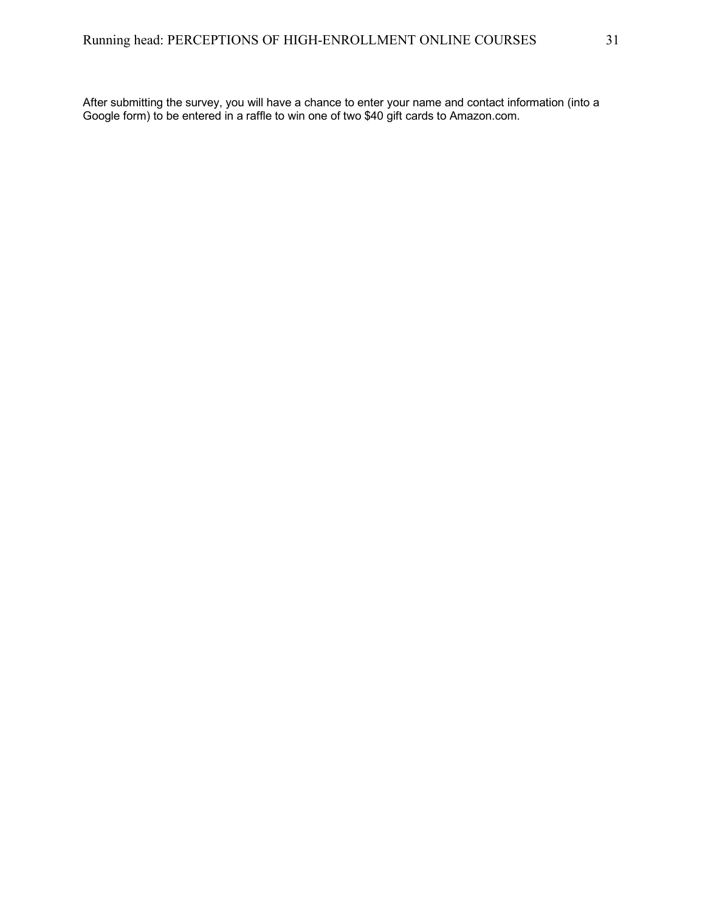After submitting the survey, you will have a chance to enter your name and contact information (into a Google form) to be entered in a raffle to win one of two $40 gift cards to Amazon.com.